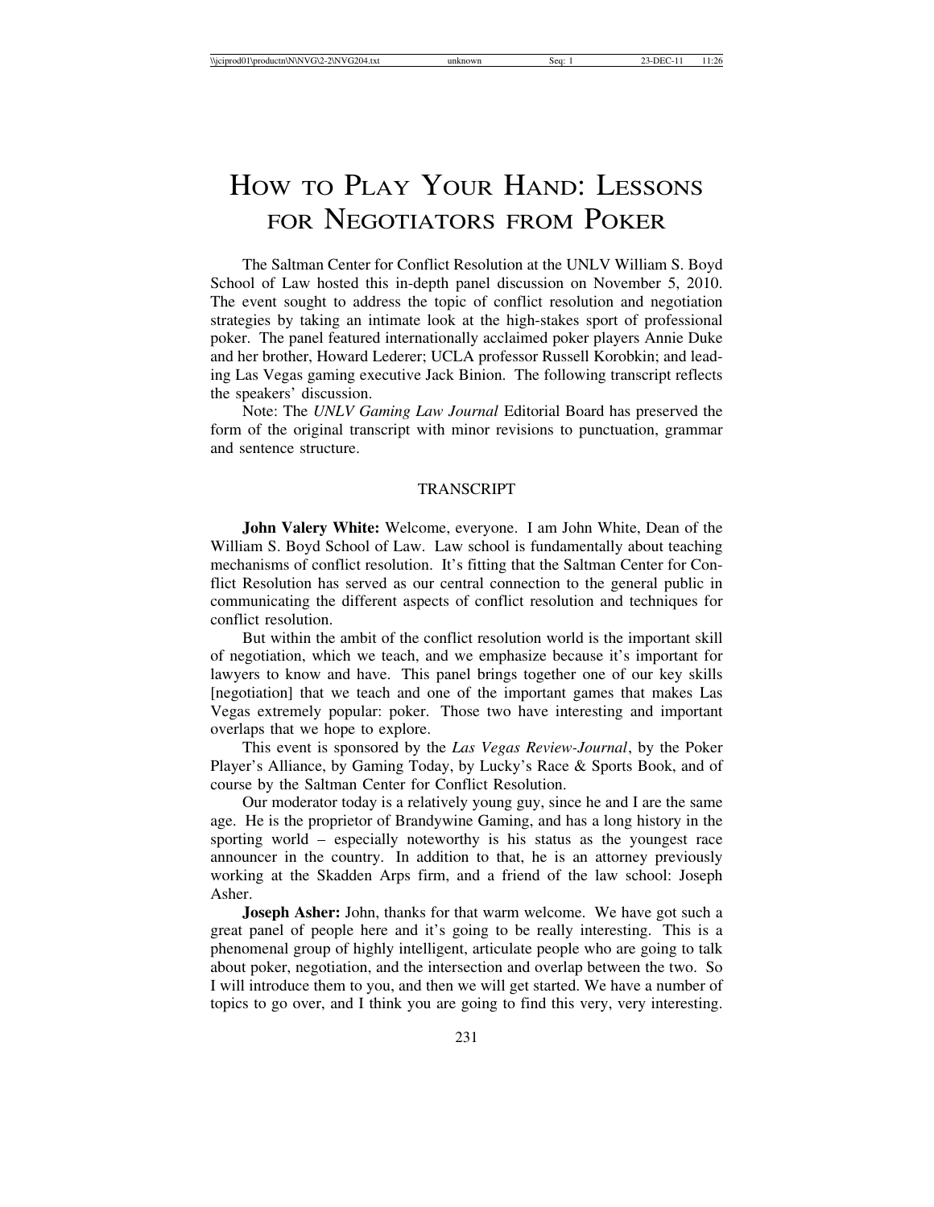# How to Play Your Hand: Lessons for Negotiators from Poker

The Saltman Center for Conflict Resolution at the UNLV William S. Boyd School of Law hosted this in-depth panel discussion on November 5, 2010. The event sought to address the topic of conflict resolution and negotiation strategies by taking an intimate look at the high-stakes sport of professional poker. The panel featured internationally acclaimed poker players Annie Duke and her brother, Howard Lederer; UCLA professor Russell Korobkin; and leading Las Vegas gaming executive Jack Binion. The following transcript reflects the speakers' discussion.

Note: The *UNLV Gaming Law Journal* Editorial Board has preserved the form of the original transcript with minor revisions to punctuation, grammar and sentence structure.

## TRANSCRIPT

**John Valery White:** Welcome, everyone. I am John White, Dean of the William S. Boyd School of Law. Law school is fundamentally about teaching mechanisms of conflict resolution. It's fitting that the Saltman Center for Conflict Resolution has served as our central connection to the general public in communicating the different aspects of conflict resolution and techniques for conflict resolution.

But within the ambit of the conflict resolution world is the important skill of negotiation, which we teach, and we emphasize because it's important for lawyers to know and have. This panel brings together one of our key skills [negotiation] that we teach and one of the important games that makes Las Vegas extremely popular: poker. Those two have interesting and important overlaps that we hope to explore.

This event is sponsored by the *Las Vegas Review-Journal*, by the Poker Player's Alliance, by Gaming Today, by Lucky's Race & Sports Book, and of course by the Saltman Center for Conflict Resolution.

Our moderator today is a relatively young guy, since he and I are the same age. He is the proprietor of Brandywine Gaming, and has a long history in the sporting world – especially noteworthy is his status as the youngest race announcer in the country. In addition to that, he is an attorney previously working at the Skadden Arps firm, and a friend of the law school: Joseph Asher.

**Joseph Asher:** John, thanks for that warm welcome. We have got such a great panel of people here and it's going to be really interesting. This is a phenomenal group of highly intelligent, articulate people who are going to talk about poker, negotiation, and the intersection and overlap between the two. So I will introduce them to you, and then we will get started. We have a number of topics to go over, and I think you are going to find this very, very interesting.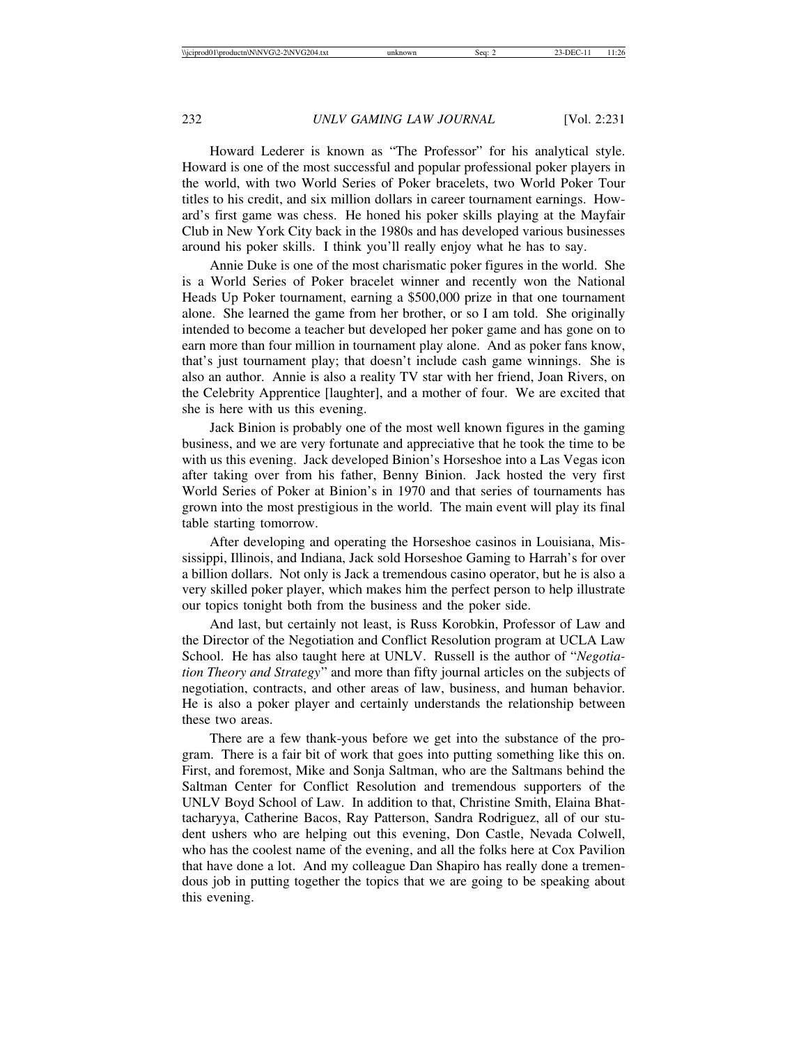Howard Lederer is known as "The Professor" for his analytical style. Howard is one of the most successful and popular professional poker players in the world, with two World Series of Poker bracelets, two World Poker Tour titles to his credit, and six million dollars in career tournament earnings. Howard's first game was chess. He honed his poker skills playing at the Mayfair Club in New York City back in the 1980s and has developed various businesses around his poker skills. I think you'll really enjoy what he has to say.

Annie Duke is one of the most charismatic poker figures in the world. She is a World Series of Poker bracelet winner and recently won the National Heads Up Poker tournament, earning a $500,000 prize in that one tournament alone. She learned the game from her brother, or so I am told. She originally intended to become a teacher but developed her poker game and has gone on to earn more than four million in tournament play alone. And as poker fans know, that's just tournament play; that doesn't include cash game winnings. She is also an author. Annie is also a reality TV star with her friend, Joan Rivers, on the Celebrity Apprentice [laughter], and a mother of four. We are excited that she is here with us this evening.

Jack Binion is probably one of the most well known figures in the gaming business, and we are very fortunate and appreciative that he took the time to be with us this evening. Jack developed Binion's Horseshoe into a Las Vegas icon after taking over from his father, Benny Binion. Jack hosted the very first World Series of Poker at Binion's in 1970 and that series of tournaments has grown into the most prestigious in the world. The main event will play its final table starting tomorrow.

After developing and operating the Horseshoe casinos in Louisiana, Mississippi, Illinois, and Indiana, Jack sold Horseshoe Gaming to Harrah's for over a billion dollars. Not only is Jack a tremendous casino operator, but he is also a very skilled poker player, which makes him the perfect person to help illustrate our topics tonight both from the business and the poker side.

And last, but certainly not least, is Russ Korobkin, Professor of Law and the Director of the Negotiation and Conflict Resolution program at UCLA Law School. He has also taught here at UNLV. Russell is the author of "*Negotiation Theory and Strategy*" and more than fifty journal articles on the subjects of negotiation, contracts, and other areas of law, business, and human behavior. He is also a poker player and certainly understands the relationship between these two areas.

There are a few thank-yous before we get into the substance of the program. There is a fair bit of work that goes into putting something like this on. First, and foremost, Mike and Sonja Saltman, who are the Saltmans behind the Saltman Center for Conflict Resolution and tremendous supporters of the UNLV Boyd School of Law. In addition to that, Christine Smith, Elaina Bhattacharyya, Catherine Bacos, Ray Patterson, Sandra Rodriguez, all of our student ushers who are helping out this evening, Don Castle, Nevada Colwell, who has the coolest name of the evening, and all the folks here at Cox Pavilion that have done a lot. And my colleague Dan Shapiro has really done a tremendous job in putting together the topics that we are going to be speaking about this evening.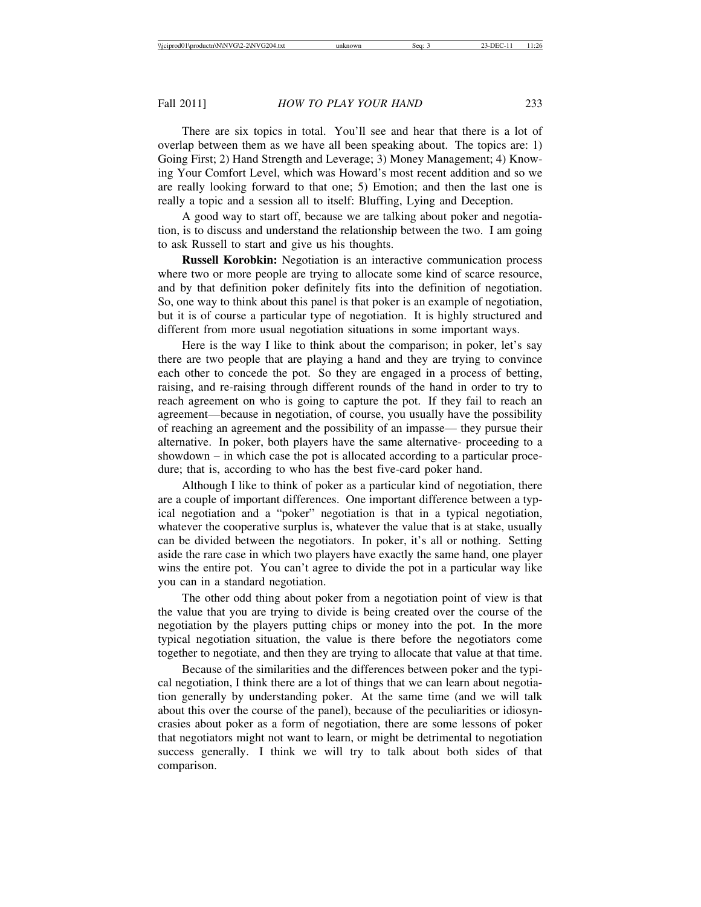There are six topics in total. You'll see and hear that there is a lot of overlap between them as we have all been speaking about. The topics are: 1) Going First; 2) Hand Strength and Leverage; 3) Money Management; 4) Knowing Your Comfort Level, which was Howard's most recent addition and so we are really looking forward to that one; 5) Emotion; and then the last one is really a topic and a session all to itself: Bluffing, Lying and Deception.

A good way to start off, because we are talking about poker and negotiation, is to discuss and understand the relationship between the two. I am going to ask Russell to start and give us his thoughts.

**Russell Korobkin:** Negotiation is an interactive communication process where two or more people are trying to allocate some kind of scarce resource, and by that definition poker definitely fits into the definition of negotiation. So, one way to think about this panel is that poker is an example of negotiation, but it is of course a particular type of negotiation. It is highly structured and different from more usual negotiation situations in some important ways.

Here is the way I like to think about the comparison; in poker, let's say there are two people that are playing a hand and they are trying to convince each other to concede the pot. So they are engaged in a process of betting, raising, and re-raising through different rounds of the hand in order to try to reach agreement on who is going to capture the pot. If they fail to reach an agreement—because in negotiation, of course, you usually have the possibility of reaching an agreement and the possibility of an impasse— they pursue their alternative. In poker, both players have the same alternative- proceeding to a showdown – in which case the pot is allocated according to a particular procedure; that is, according to who has the best five-card poker hand.

Although I like to think of poker as a particular kind of negotiation, there are a couple of important differences. One important difference between a typical negotiation and a "poker" negotiation is that in a typical negotiation, whatever the cooperative surplus is, whatever the value that is at stake, usually can be divided between the negotiators. In poker, it's all or nothing. Setting aside the rare case in which two players have exactly the same hand, one player wins the entire pot. You can't agree to divide the pot in a particular way like you can in a standard negotiation.

The other odd thing about poker from a negotiation point of view is that the value that you are trying to divide is being created over the course of the negotiation by the players putting chips or money into the pot. In the more typical negotiation situation, the value is there before the negotiators come together to negotiate, and then they are trying to allocate that value at that time.

Because of the similarities and the differences between poker and the typical negotiation, I think there are a lot of things that we can learn about negotiation generally by understanding poker. At the same time (and we will talk about this over the course of the panel), because of the peculiarities or idiosyncrasies about poker as a form of negotiation, there are some lessons of poker that negotiators might not want to learn, or might be detrimental to negotiation success generally. I think we will try to talk about both sides of that comparison.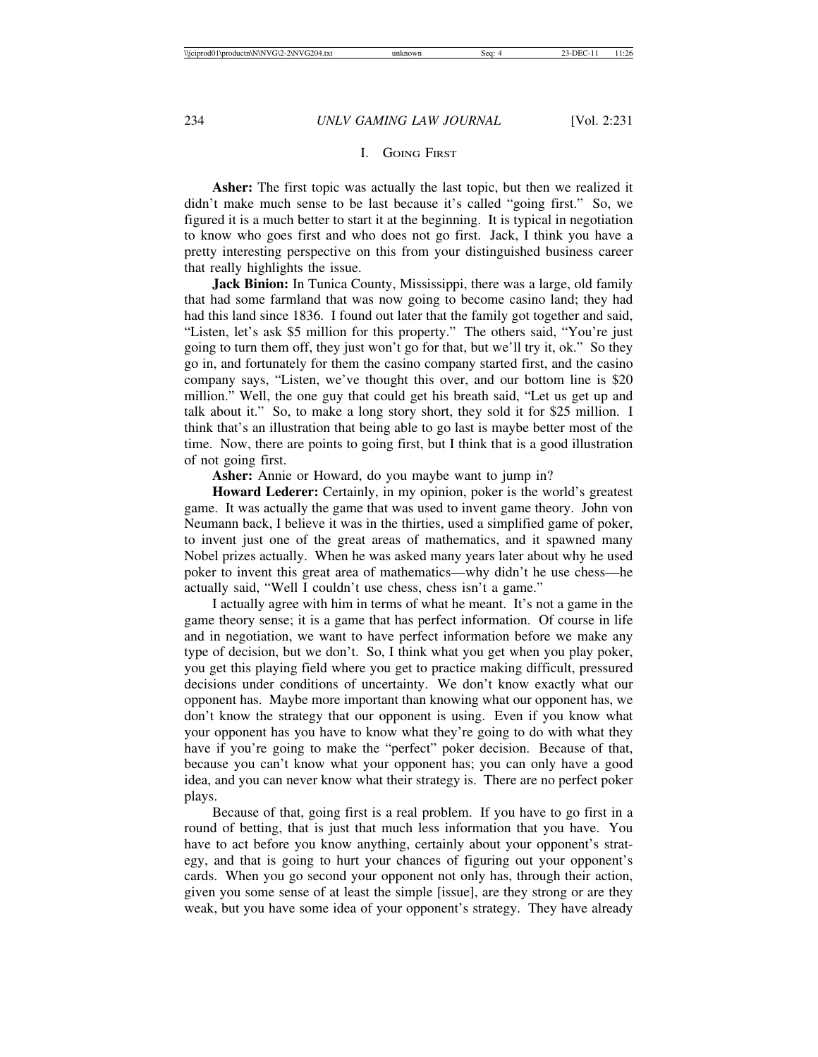## I. Going First

**Asher:** The first topic was actually the last topic, but then we realized it didn't make much sense to be last because it's called "going first." So, we figured it is a much better to start it at the beginning. It is typical in negotiation to know who goes first and who does not go first. Jack, I think you have a pretty interesting perspective on this from your distinguished business career that really highlights the issue.

**Jack Binion:** In Tunica County, Mississippi, there was a large, old family that had some farmland that was now going to become casino land; they had had this land since 1836. I found out later that the family got together and said, "Listen, let's ask $5 million for this property." The others said, "You're just going to turn them off, they just won't go for that, but we'll try it, ok." So they go in, and fortunately for them the casino company started first, and the casino company says, "Listen, we've thought this over, and our bottom line is $20 million." Well, the one guy that could get his breath said, "Let us get up and talk about it." So, to make a long story short, they sold it for $25 million. I think that's an illustration that being able to go last is maybe better most of the time. Now, there are points to going first, but I think that is a good illustration of not going first.

**Asher:** Annie or Howard, do you maybe want to jump in?

**Howard Lederer:** Certainly, in my opinion, poker is the world's greatest game. It was actually the game that was used to invent game theory. John von Neumann back, I believe it was in the thirties, used a simplified game of poker, to invent just one of the great areas of mathematics, and it spawned many Nobel prizes actually. When he was asked many years later about why he used poker to invent this great area of mathematics—why didn't he use chess—he actually said, "Well I couldn't use chess, chess isn't a game."

I actually agree with him in terms of what he meant. It's not a game in the game theory sense; it is a game that has perfect information. Of course in life and in negotiation, we want to have perfect information before we make any type of decision, but we don't. So, I think what you get when you play poker, you get this playing field where you get to practice making difficult, pressured decisions under conditions of uncertainty. We don't know exactly what our opponent has. Maybe more important than knowing what our opponent has, we don't know the strategy that our opponent is using. Even if you know what your opponent has you have to know what they're going to do with what they have if you're going to make the "perfect" poker decision. Because of that, because you can't know what your opponent has; you can only have a good idea, and you can never know what their strategy is. There are no perfect poker plays.

Because of that, going first is a real problem. If you have to go first in a round of betting, that is just that much less information that you have. You have to act before you know anything, certainly about your opponent's strategy, and that is going to hurt your chances of figuring out your opponent's cards. When you go second your opponent not only has, through their action, given you some sense of at least the simple [issue], are they strong or are they weak, but you have some idea of your opponent's strategy. They have already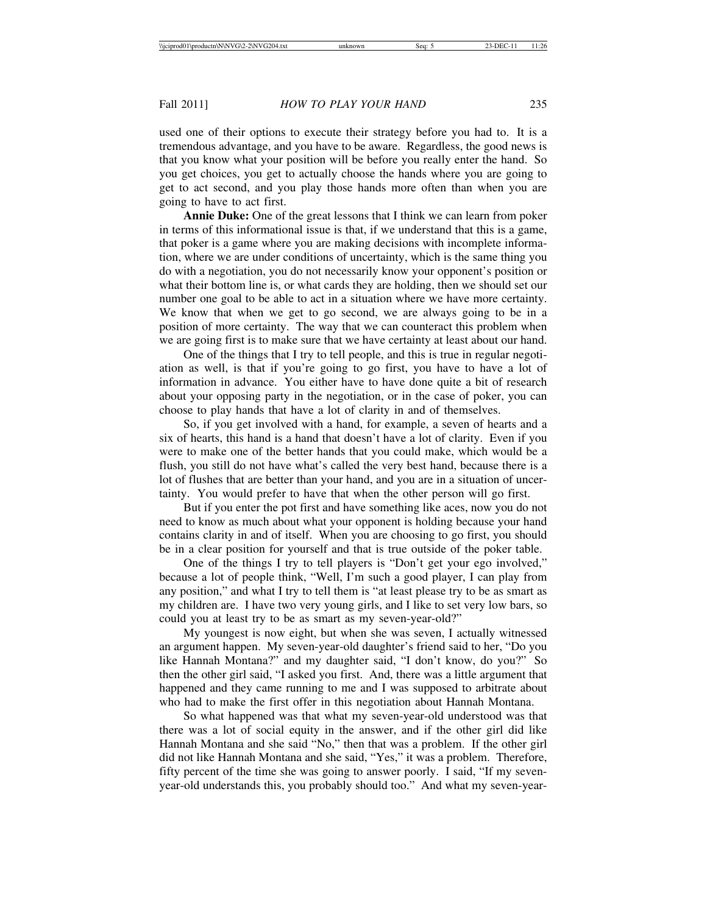used one of their options to execute their strategy before you had to. It is a tremendous advantage, and you have to be aware. Regardless, the good news is that you know what your position will be before you really enter the hand. So you get choices, you get to actually choose the hands where you are going to get to act second, and you play those hands more often than when you are going to have to act first.

**Annie Duke:** One of the great lessons that I think we can learn from poker in terms of this informational issue is that, if we understand that this is a game, that poker is a game where you are making decisions with incomplete information, where we are under conditions of uncertainty, which is the same thing you do with a negotiation, you do not necessarily know your opponent's position or what their bottom line is, or what cards they are holding, then we should set our number one goal to be able to act in a situation where we have more certainty. We know that when we get to go second, we are always going to be in a position of more certainty. The way that we can counteract this problem when we are going first is to make sure that we have certainty at least about our hand.

One of the things that I try to tell people, and this is true in regular negotiation as well, is that if you're going to go first, you have to have a lot of information in advance. You either have to have done quite a bit of research about your opposing party in the negotiation, or in the case of poker, you can choose to play hands that have a lot of clarity in and of themselves.

So, if you get involved with a hand, for example, a seven of hearts and a six of hearts, this hand is a hand that doesn't have a lot of clarity. Even if you were to make one of the better hands that you could make, which would be a flush, you still do not have what's called the very best hand, because there is a lot of flushes that are better than your hand, and you are in a situation of uncertainty. You would prefer to have that when the other person will go first.

But if you enter the pot first and have something like aces, now you do not need to know as much about what your opponent is holding because your hand contains clarity in and of itself. When you are choosing to go first, you should be in a clear position for yourself and that is true outside of the poker table.

One of the things I try to tell players is "Don't get your ego involved," because a lot of people think, "Well, I'm such a good player, I can play from any position," and what I try to tell them is "at least please try to be as smart as my children are. I have two very young girls, and I like to set very low bars, so could you at least try to be as smart as my seven-year-old?"

My youngest is now eight, but when she was seven, I actually witnessed an argument happen. My seven-year-old daughter's friend said to her, "Do you like Hannah Montana?" and my daughter said, "I don't know, do you?" So then the other girl said, "I asked you first. And, there was a little argument that happened and they came running to me and I was supposed to arbitrate about who had to make the first offer in this negotiation about Hannah Montana.

So what happened was that what my seven-year-old understood was that there was a lot of social equity in the answer, and if the other girl did like Hannah Montana and she said "No," then that was a problem. If the other girl did not like Hannah Montana and she said, "Yes," it was a problem. Therefore, fifty percent of the time she was going to answer poorly. I said, "If my seven-year-old understands this, you probably should too." And what my seven-year-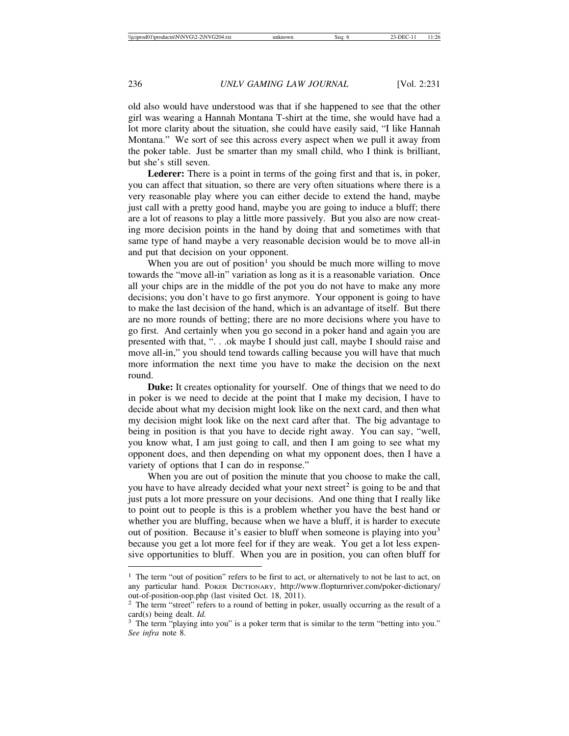old also would have understood was that if she happened to see that the other girl was wearing a Hannah Montana T-shirt at the time, she would have had a lot more clarity about the situation, she could have easily said, "I like Hannah Montana." We sort of see this across every aspect when we pull it away from the poker table. Just be smarter than my small child, who I think is brilliant, but she's still seven.

**Lederer:** There is a point in terms of the going first and that is, in poker, you can affect that situation, so there are very often situations where there is a very reasonable play where you can either decide to extend the hand, maybe just call with a pretty good hand, maybe you are going to induce a bluff; there are a lot of reasons to play a little more passively. But you also are now creating more decision points in the hand by doing that and sometimes with that same type of hand maybe a very reasonable decision would be to move all-in and put that decision on your opponent.

When you are out of position[1] you should be much more willing to move towards the "move all-in" variation as long as it is a reasonable variation. Once all your chips are in the middle of the pot you do not have to make any more decisions; you don't have to go first anymore. Your opponent is going to have to make the last decision of the hand, which is an advantage of itself. But there are no more rounds of betting; there are no more decisions where you have to go first. And certainly when you go second in a poker hand and again you are presented with that, ". . .ok maybe I should just call, maybe I should raise and move all-in," you should tend towards calling because you will have that much more information the next time you have to make the decision on the next round.

**Duke:** It creates optionality for yourself. One of things that we need to do in poker is we need to decide at the point that I make my decision, I have to decide about what my decision might look like on the next card, and then what my decision might look like on the next card after that. The big advantage to being in position is that you have to decide right away. You can say, "well, you know what, I am just going to call, and then I am going to see what my opponent does, and then depending on what my opponent does, then I have a variety of options that I can do in response."

When you are out of position the minute that you choose to make the call, you have to have already decided what your next street[2] is going to be and that just puts a lot more pressure on your decisions. And one thing that I really like to point out to people is this is a problem whether you have the best hand or whether you are bluffing, because when we have a bluff, it is harder to execute out of position. Because it's easier to bluff when someone is playing into you[3] because you get a lot more feel for if they are weak. You get a lot less expensive opportunities to bluff. When you are in position, you can often bluff for

---

[1] The term "out of position" refers to be first to act, or alternatively to not be last to act, on any particular hand. POKER DICTIONARY, http://www.flopturnriver.com/poker-dictionary/out-of-position-oop.php (last visited Oct. 18, 2011).

[2] The term "street" refers to a round of betting in poker, usually occurring as the result of a card(s) being dealt. *Id.*

[3] The term "playing into you" is a poker term that is similar to the term "betting into you." *See infra* note 8.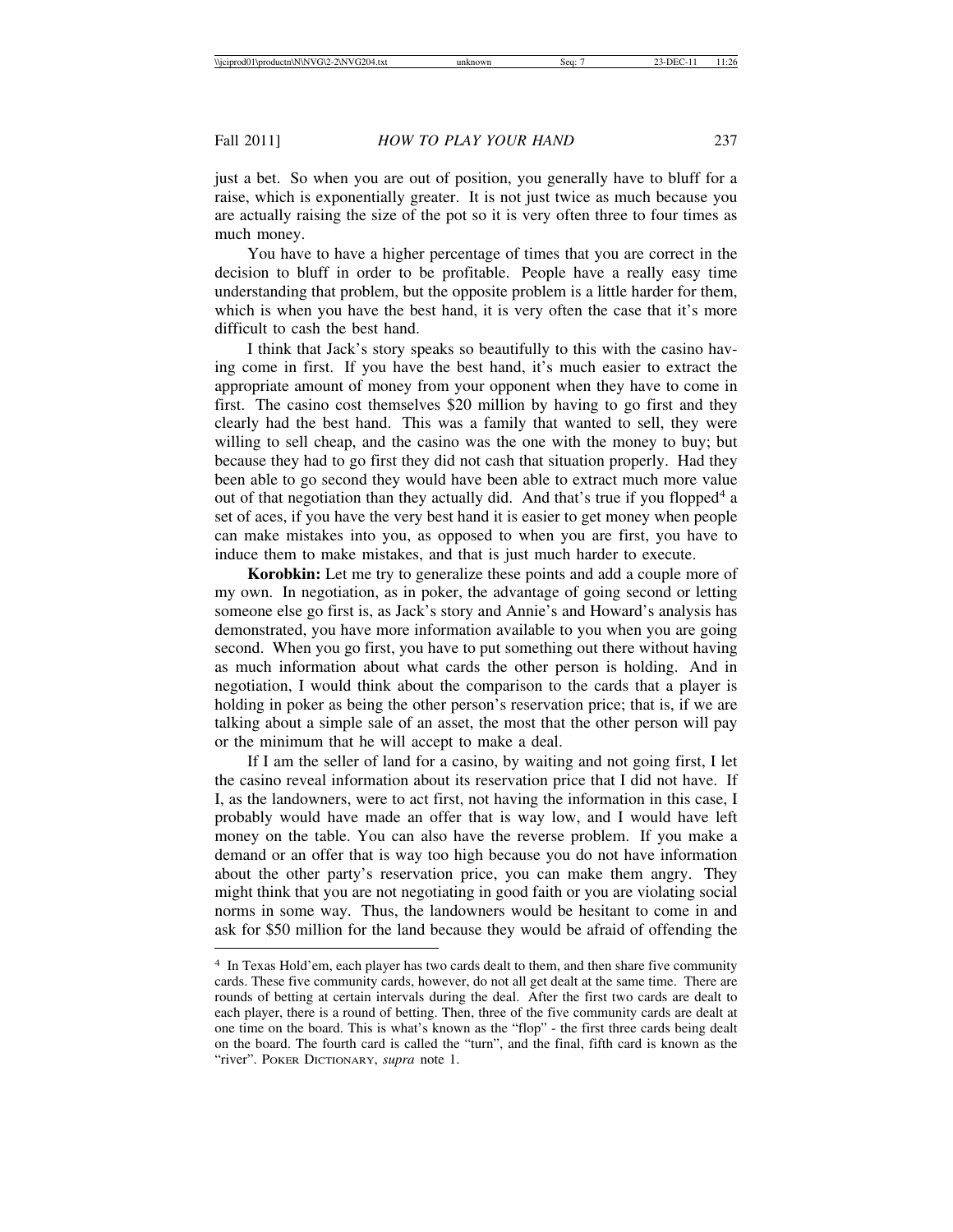just a bet. So when you are out of position, you generally have to bluff for a raise, which is exponentially greater. It is not just twice as much because you are actually raising the size of the pot so it is very often three to four times as much money.

You have to have a higher percentage of times that you are correct in the decision to bluff in order to be profitable. People have a really easy time understanding that problem, but the opposite problem is a little harder for them, which is when you have the best hand, it is very often the case that it's more difficult to cash the best hand.

I think that Jack's story speaks so beautifully to this with the casino having come in first. If you have the best hand, it's much easier to extract the appropriate amount of money from your opponent when they have to come in first. The casino cost themselves $20 million by having to go first and they clearly had the best hand. This was a family that wanted to sell, they were willing to sell cheap, and the casino was the one with the money to buy; but because they had to go first they did not cash that situation properly. Had they been able to go second they would have been able to extract much more value out of that negotiation than they actually did. And that's true if you flopped[4] a set of aces, if you have the very best hand it is easier to get money when people can make mistakes into you, as opposed to when you are first, you have to induce them to make mistakes, and that is just much harder to execute.

**Korobkin:** Let me try to generalize these points and add a couple more of my own. In negotiation, as in poker, the advantage of going second or letting someone else go first is, as Jack's story and Annie's and Howard's analysis has demonstrated, you have more information available to you when you are going second. When you go first, you have to put something out there without having as much information about what cards the other person is holding. And in negotiation, I would think about the comparison to the cards that a player is holding in poker as being the other person's reservation price; that is, if we are talking about a simple sale of an asset, the most that the other person will pay or the minimum that he will accept to make a deal.

If I am the seller of land for a casino, by waiting and not going first, I let the casino reveal information about its reservation price that I did not have. If I, as the landowners, were to act first, not having the information in this case, I probably would have made an offer that is way low, and I would have left money on the table. You can also have the reverse problem. If you make a demand or an offer that is way too high because you do not have information about the other party's reservation price, you can make them angry. They might think that you are not negotiating in good faith or you are violating social norms in some way. Thus, the landowners would be hesitant to come in and ask for $50 million for the land because they would be afraid of offending the

---

[4] In Texas Hold'em, each player has two cards dealt to them, and then share five community cards. These five community cards, however, do not all get dealt at the same time. There are rounds of betting at certain intervals during the deal. After the first two cards are dealt to each player, there is a round of betting. Then, three of the five community cards are dealt at one time on the board. This is what's known as the "flop" - the first three cards being dealt on the board. The fourth card is called the "turn", and the final, fifth card is known as the "river". POKER DICTIONARY, *supra* note 1.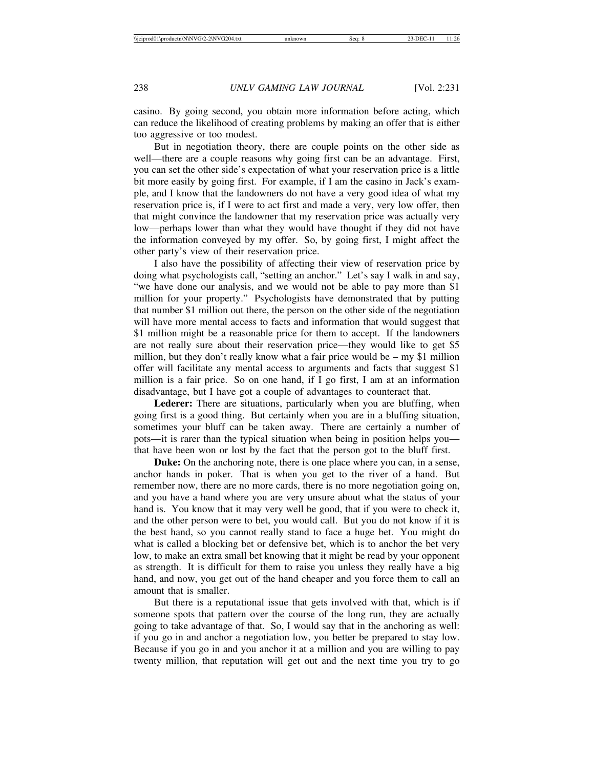casino. By going second, you obtain more information before acting, which can reduce the likelihood of creating problems by making an offer that is either too aggressive or too modest.

But in negotiation theory, there are couple points on the other side as well—there are a couple reasons why going first can be an advantage. First, you can set the other side's expectation of what your reservation price is a little bit more easily by going first. For example, if I am the casino in Jack's example, and I know that the landowners do not have a very good idea of what my reservation price is, if I were to act first and made a very, very low offer, then that might convince the landowner that my reservation price was actually very low—perhaps lower than what they would have thought if they did not have the information conveyed by my offer. So, by going first, I might affect the other party's view of their reservation price.

I also have the possibility of affecting their view of reservation price by doing what psychologists call, "setting an anchor." Let's say I walk in and say, "we have done our analysis, and we would not be able to pay more than $1 million for your property." Psychologists have demonstrated that by putting that number $1 million out there, the person on the other side of the negotiation will have more mental access to facts and information that would suggest that $1 million might be a reasonable price for them to accept. If the landowners are not really sure about their reservation price—they would like to get $5 million, but they don't really know what a fair price would be – my $1 million offer will facilitate any mental access to arguments and facts that suggest $1 million is a fair price. So on one hand, if I go first, I am at an information disadvantage, but I have got a couple of advantages to counteract that.

**Lederer:** There are situations, particularly when you are bluffing, when going first is a good thing. But certainly when you are in a bluffing situation, sometimes your bluff can be taken away. There are certainly a number of pots—it is rarer than the typical situation when being in position helps you—that have been won or lost by the fact that the person got to the bluff first.

**Duke:** On the anchoring note, there is one place where you can, in a sense, anchor hands in poker. That is when you get to the river of a hand. But remember now, there are no more cards, there is no more negotiation going on, and you have a hand where you are very unsure about what the status of your hand is. You know that it may very well be good, that if you were to check it, and the other person were to bet, you would call. But you do not know if it is the best hand, so you cannot really stand to face a huge bet. You might do what is called a blocking bet or defensive bet, which is to anchor the bet very low, to make an extra small bet knowing that it might be read by your opponent as strength. It is difficult for them to raise you unless they really have a big hand, and now, you get out of the hand cheaper and you force them to call an amount that is smaller.

But there is a reputational issue that gets involved with that, which is if someone spots that pattern over the course of the long run, they are actually going to take advantage of that. So, I would say that in the anchoring as well: if you go in and anchor a negotiation low, you better be prepared to stay low. Because if you go in and you anchor it at a million and you are willing to pay twenty million, that reputation will get out and the next time you try to go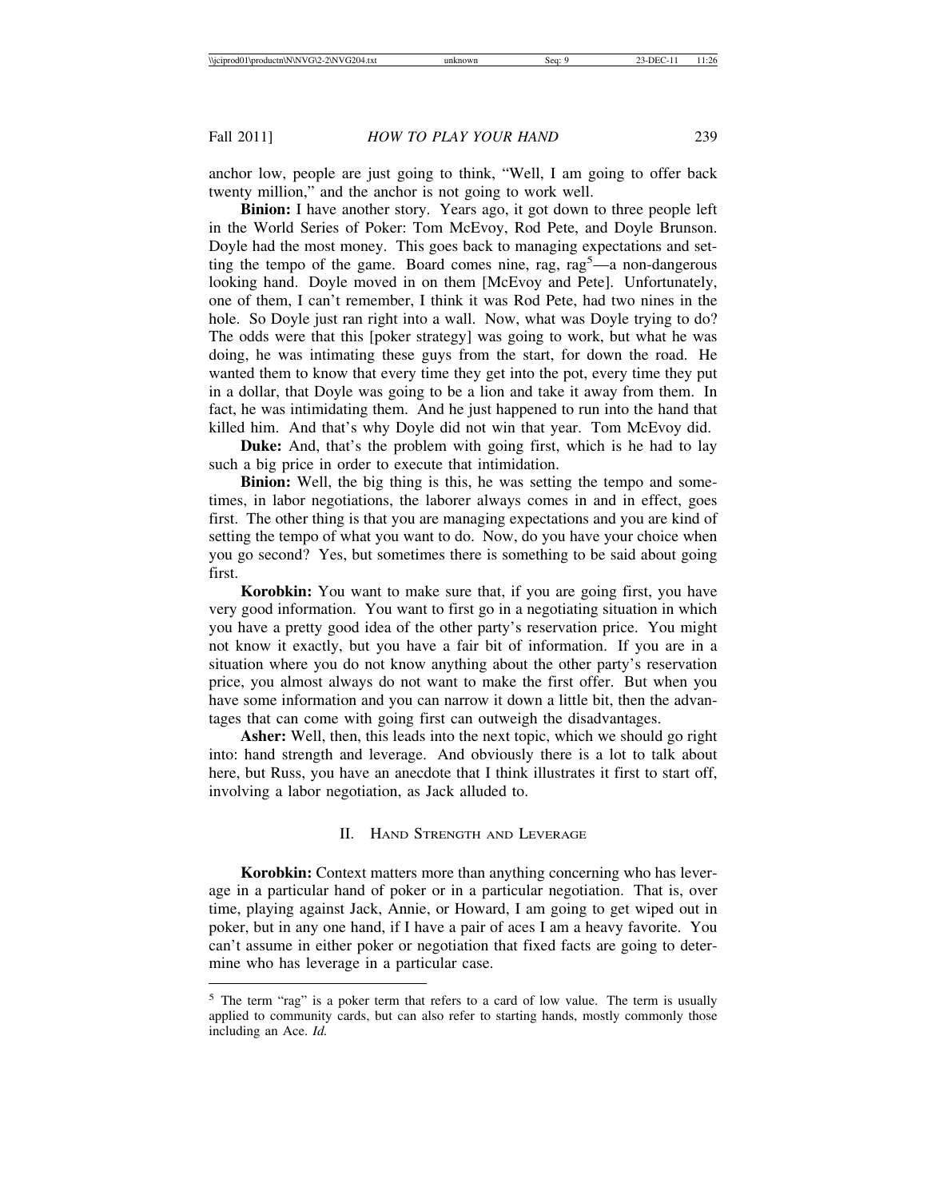anchor low, people are just going to think, "Well, I am going to offer back twenty million," and the anchor is not going to work well.

**Binion:** I have another story. Years ago, it got down to three people left in the World Series of Poker: Tom McEvoy, Rod Pete, and Doyle Brunson. Doyle had the most money. This goes back to managing expectations and setting the tempo of the game. Board comes nine, rag, rag[5]—a non-dangerous looking hand. Doyle moved in on them [McEvoy and Pete]. Unfortunately, one of them, I can't remember, I think it was Rod Pete, had two nines in the hole. So Doyle just ran right into a wall. Now, what was Doyle trying to do? The odds were that this [poker strategy] was going to work, but what he was doing, he was intimating these guys from the start, for down the road. He wanted them to know that every time they get into the pot, every time they put in a dollar, that Doyle was going to be a lion and take it away from them. In fact, he was intimidating them. And he just happened to run into the hand that killed him. And that's why Doyle did not win that year. Tom McEvoy did.

**Duke:** And, that's the problem with going first, which is he had to lay such a big price in order to execute that intimidation.

**Binion:** Well, the big thing is this, he was setting the tempo and sometimes, in labor negotiations, the laborer always comes in and in effect, goes first. The other thing is that you are managing expectations and you are kind of setting the tempo of what you want to do. Now, do you have your choice when you go second? Yes, but sometimes there is something to be said about going first.

**Korobkin:** You want to make sure that, if you are going first, you have very good information. You want to first go in a negotiating situation in which you have a pretty good idea of the other party's reservation price. You might not know it exactly, but you have a fair bit of information. If you are in a situation where you do not know anything about the other party's reservation price, you almost always do not want to make the first offer. But when you have some information and you can narrow it down a little bit, then the advantages that can come with going first can outweigh the disadvantages.

**Asher:** Well, then, this leads into the next topic, which we should go right into: hand strength and leverage. And obviously there is a lot to talk about here, but Russ, you have an anecdote that I think illustrates it first to start off, involving a labor negotiation, as Jack alluded to.

## II. Hand Strength and Leverage

**Korobkin:** Context matters more than anything concerning who has leverage in a particular hand of poker or in a particular negotiation. That is, over time, playing against Jack, Annie, or Howard, I am going to get wiped out in poker, but in any one hand, if I have a pair of aces I am a heavy favorite. You can't assume in either poker or negotiation that fixed facts are going to determine who has leverage in a particular case.

---

[5] The term "rag" is a poker term that refers to a card of low value. The term is usually applied to community cards, but can also refer to starting hands, mostly commonly those including an Ace. *Id.*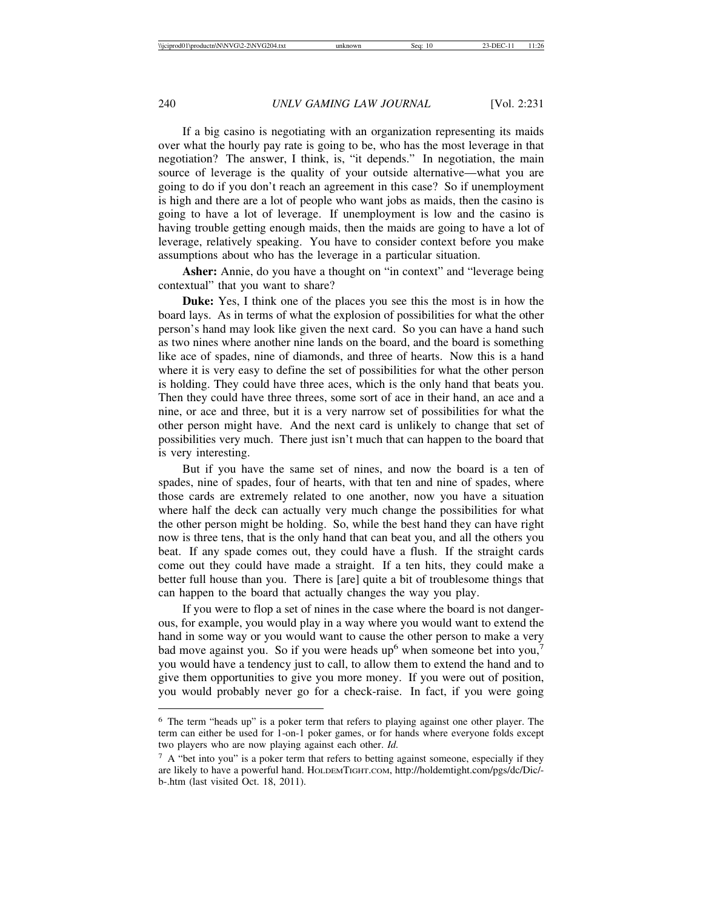If a big casino is negotiating with an organization representing its maids over what the hourly pay rate is going to be, who has the most leverage in that negotiation? The answer, I think, is, "it depends." In negotiation, the main source of leverage is the quality of your outside alternative—what you are going to do if you don't reach an agreement in this case? So if unemployment is high and there are a lot of people who want jobs as maids, then the casino is going to have a lot of leverage. If unemployment is low and the casino is having trouble getting enough maids, then the maids are going to have a lot of leverage, relatively speaking. You have to consider context before you make assumptions about who has the leverage in a particular situation.

**Asher:** Annie, do you have a thought on "in context" and "leverage being contextual" that you want to share?

**Duke:** Yes, I think one of the places you see this the most is in how the board lays. As in terms of what the explosion of possibilities for what the other person's hand may look like given the next card. So you can have a hand such as two nines where another nine lands on the board, and the board is something like ace of spades, nine of diamonds, and three of hearts. Now this is a hand where it is very easy to define the set of possibilities for what the other person is holding. They could have three aces, which is the only hand that beats you. Then they could have three threes, some sort of ace in their hand, an ace and a nine, or ace and three, but it is a very narrow set of possibilities for what the other person might have. And the next card is unlikely to change that set of possibilities very much. There just isn't much that can happen to the board that is very interesting.

But if you have the same set of nines, and now the board is a ten of spades, nine of spades, four of hearts, with that ten and nine of spades, where those cards are extremely related to one another, now you have a situation where half the deck can actually very much change the possibilities for what the other person might be holding. So, while the best hand they can have right now is three tens, that is the only hand that can beat you, and all the others you beat. If any spade comes out, they could have a flush. If the straight cards come out they could have made a straight. If a ten hits, they could make a better full house than you. There is [are] quite a bit of troublesome things that can happen to the board that actually changes the way you play.

If you were to flop a set of nines in the case where the board is not dangerous, for example, you would play in a way where you would want to extend the hand in some way or you would want to cause the other person to make a very bad move against you. So if you were heads up[6] when someone bet into you,[7] you would have a tendency just to call, to allow them to extend the hand and to give them opportunities to give you more money. If you were out of position, you would probably never go for a check-raise. In fact, if you were going

---

[6] The term "heads up" is a poker term that refers to playing against one other player. The term can either be used for 1-on-1 poker games, or for hands where everyone folds except two players who are now playing against each other. *Id.*

[7] A "bet into you" is a poker term that refers to betting against someone, especially if they are likely to have a powerful hand. HOLDEMTIGHT.COM, http://holdemtight.com/pgs/dc/Dic/-b-.htm (last visited Oct. 18, 2011).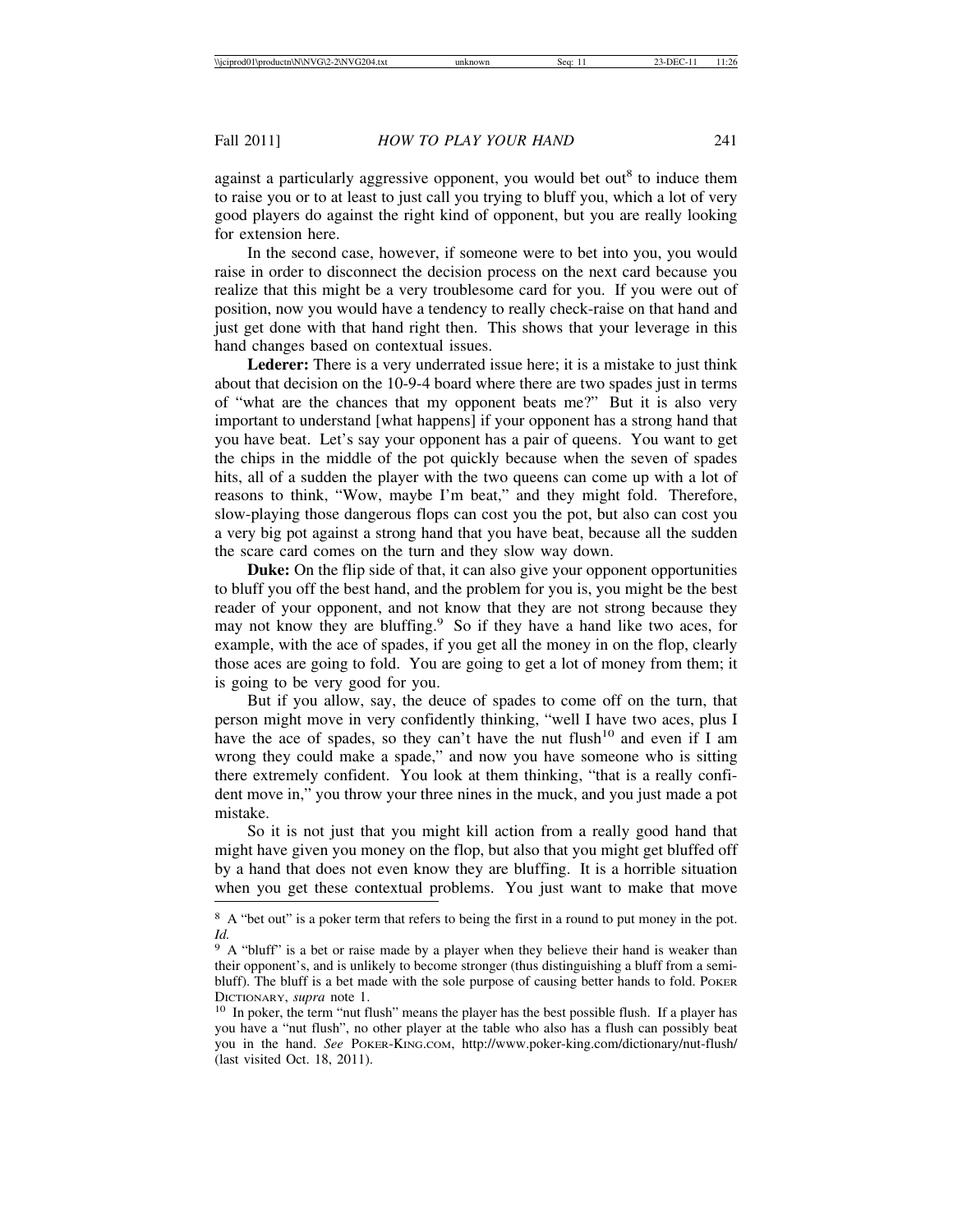against a particularly aggressive opponent, you would bet out[8] to induce them to raise you or to at least to just call you trying to bluff you, which a lot of very good players do against the right kind of opponent, but you are really looking for extension here.

In the second case, however, if someone were to bet into you, you would raise in order to disconnect the decision process on the next card because you realize that this might be a very troublesome card for you. If you were out of position, now you would have a tendency to really check-raise on that hand and just get done with that hand right then. This shows that your leverage in this hand changes based on contextual issues.

**Lederer:** There is a very underrated issue here; it is a mistake to just think about that decision on the 10-9-4 board where there are two spades just in terms of "what are the chances that my opponent beats me?" But it is also very important to understand [what happens] if your opponent has a strong hand that you have beat. Let's say your opponent has a pair of queens. You want to get the chips in the middle of the pot quickly because when the seven of spades hits, all of a sudden the player with the two queens can come up with a lot of reasons to think, "Wow, maybe I'm beat," and they might fold. Therefore, slow-playing those dangerous flops can cost you the pot, but also can cost you a very big pot against a strong hand that you have beat, because all the sudden the scare card comes on the turn and they slow way down.

**Duke:** On the flip side of that, it can also give your opponent opportunities to bluff you off the best hand, and the problem for you is, you might be the best reader of your opponent, and not know that they are not strong because they may not know they are bluffing.[9] So if they have a hand like two aces, for example, with the ace of spades, if you get all the money in on the flop, clearly those aces are going to fold. You are going to get a lot of money from them; it is going to be very good for you.

But if you allow, say, the deuce of spades to come off on the turn, that person might move in very confidently thinking, "well I have two aces, plus I have the ace of spades, so they can't have the nut flush[10] and even if I am wrong they could make a spade," and now you have someone who is sitting there extremely confident. You look at them thinking, "that is a really confident move in," you throw your three nines in the muck, and you just made a pot mistake.

So it is not just that you might kill action from a really good hand that might have given you money on the flop, but also that you might get bluffed off by a hand that does not even know they are bluffing. It is a horrible situation when you get these contextual problems. You just want to make that move

---

[8] A "bet out" is a poker term that refers to being the first in a round to put money in the pot. *Id.*

[9] A "bluff" is a bet or raise made by a player when they believe their hand is weaker than their opponent's, and is unlikely to become stronger (thus distinguishing a bluff from a semi-bluff). The bluff is a bet made with the sole purpose of causing better hands to fold. POKER DICTIONARY, *supra* note 1.

[10] In poker, the term "nut flush" means the player has the best possible flush. If a player has you have a "nut flush", no other player at the table who also has a flush can possibly beat you in the hand. *See* POKER-KING.COM, http://www.poker-king.com/dictionary/nut-flush/ (last visited Oct. 18, 2011).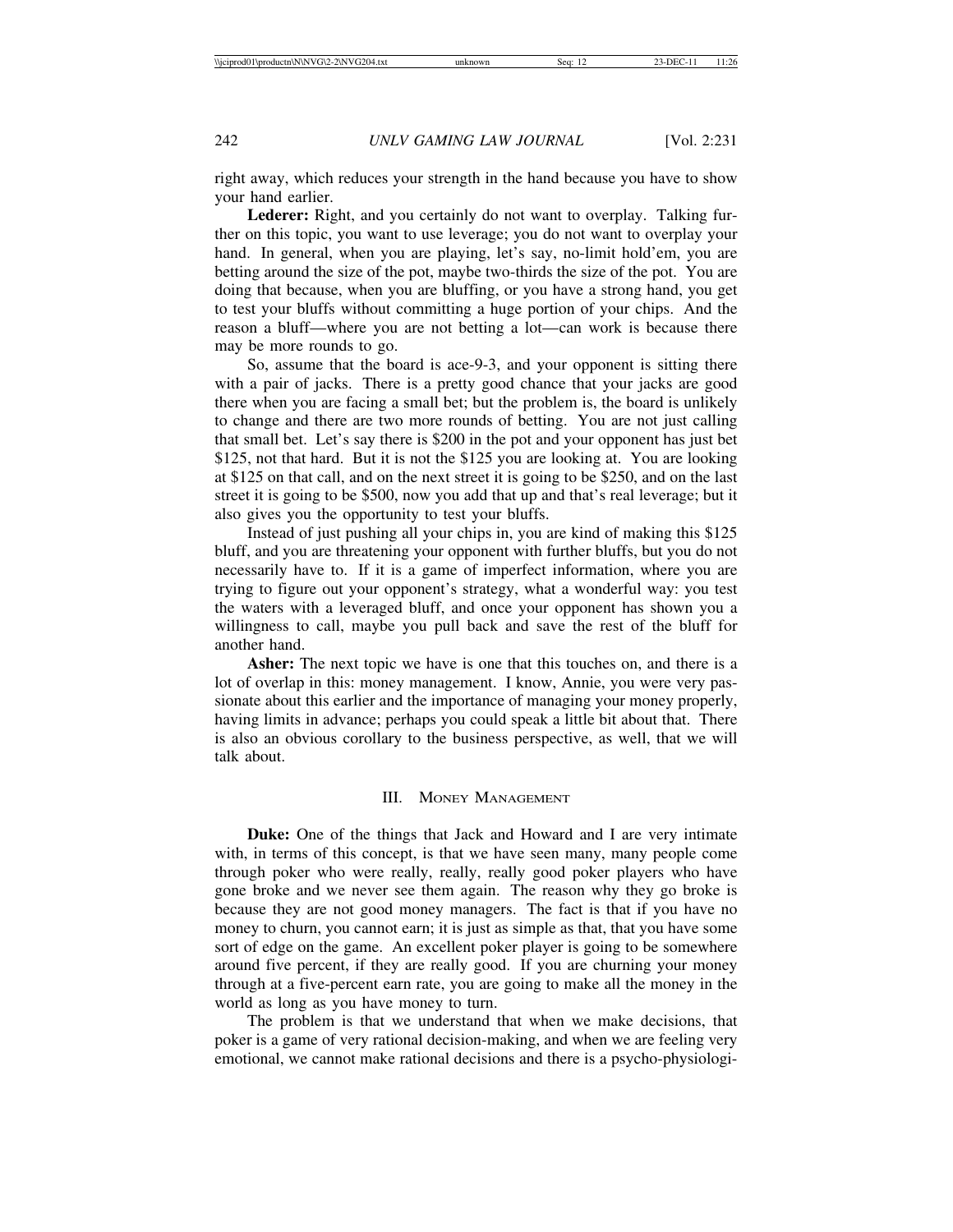right away, which reduces your strength in the hand because you have to show your hand earlier.

**Lederer:** Right, and you certainly do not want to overplay. Talking further on this topic, you want to use leverage; you do not want to overplay your hand. In general, when you are playing, let's say, no-limit hold'em, you are betting around the size of the pot, maybe two-thirds the size of the pot. You are doing that because, when you are bluffing, or you have a strong hand, you get to test your bluffs without committing a huge portion of your chips. And the reason a bluff—where you are not betting a lot—can work is because there may be more rounds to go.

So, assume that the board is ace-9-3, and your opponent is sitting there with a pair of jacks. There is a pretty good chance that your jacks are good there when you are facing a small bet; but the problem is, the board is unlikely to change and there are two more rounds of betting. You are not just calling that small bet. Let's say there is $200 in the pot and your opponent has just bet $125, not that hard. But it is not the $125 you are looking at. You are looking at $125 on that call, and on the next street it is going to be $250, and on the last street it is going to be $500, now you add that up and that's real leverage; but it also gives you the opportunity to test your bluffs.

Instead of just pushing all your chips in, you are kind of making this $125 bluff, and you are threatening your opponent with further bluffs, but you do not necessarily have to. If it is a game of imperfect information, where you are trying to figure out your opponent's strategy, what a wonderful way: you test the waters with a leveraged bluff, and once your opponent has shown you a willingness to call, maybe you pull back and save the rest of the bluff for another hand.

**Asher:** The next topic we have is one that this touches on, and there is a lot of overlap in this: money management. I know, Annie, you were very passionate about this earlier and the importance of managing your money properly, having limits in advance; perhaps you could speak a little bit about that. There is also an obvious corollary to the business perspective, as well, that we will talk about.

## III. Money Management

**Duke:** One of the things that Jack and Howard and I are very intimate with, in terms of this concept, is that we have seen many, many people come through poker who were really, really, really good poker players who have gone broke and we never see them again. The reason why they go broke is because they are not good money managers. The fact is that if you have no money to churn, you cannot earn; it is just as simple as that, that you have some sort of edge on the game. An excellent poker player is going to be somewhere around five percent, if they are really good. If you are churning your money through at a five-percent earn rate, you are going to make all the money in the world as long as you have money to turn.

The problem is that we understand that when we make decisions, that poker is a game of very rational decision-making, and when we are feeling very emotional, we cannot make rational decisions and there is a psycho-physiologi-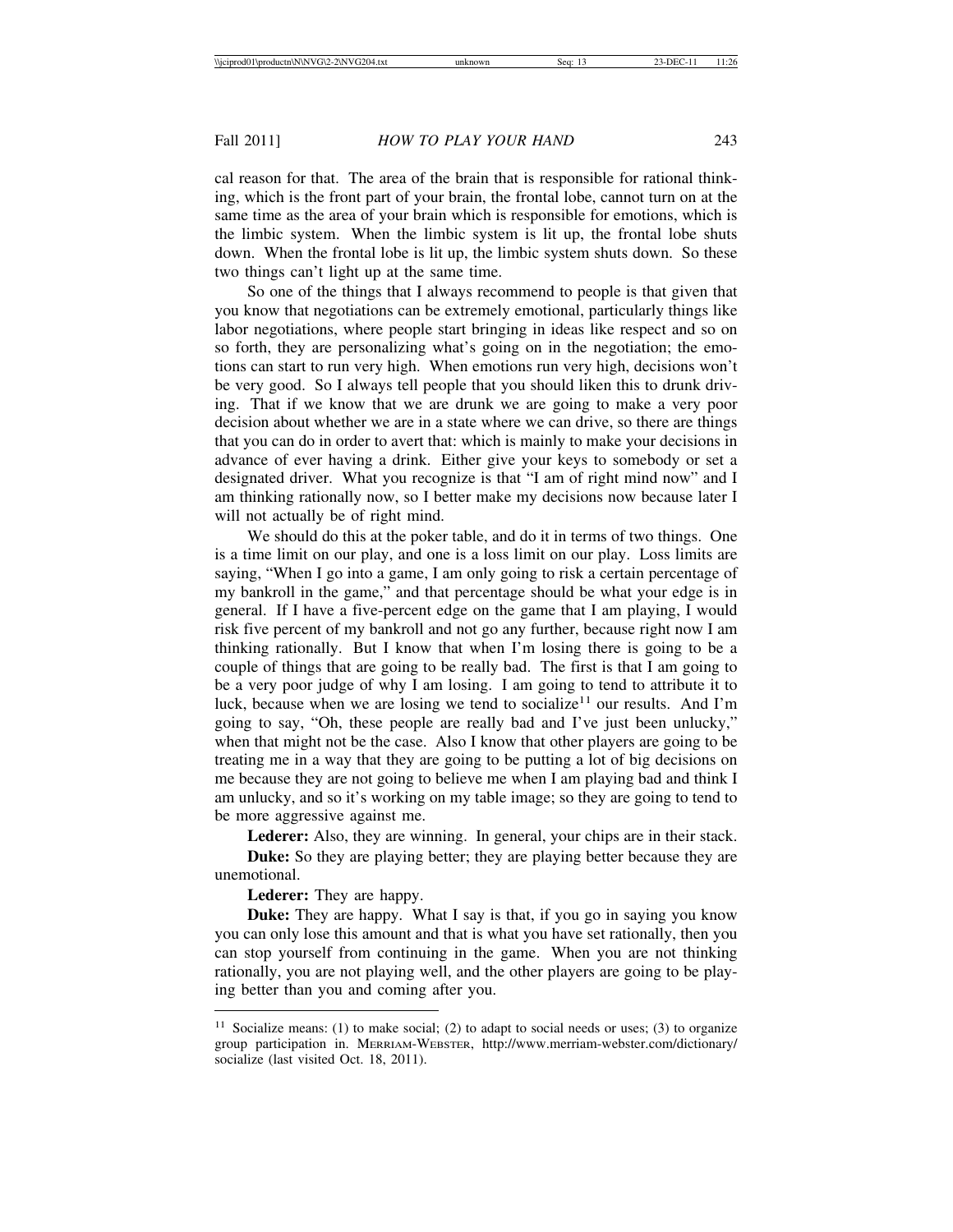cal reason for that. The area of the brain that is responsible for rational thinking, which is the front part of your brain, the frontal lobe, cannot turn on at the same time as the area of your brain which is responsible for emotions, which is the limbic system. When the limbic system is lit up, the frontal lobe shuts down. When the frontal lobe is lit up, the limbic system shuts down. So these two things can't light up at the same time.

So one of the things that I always recommend to people is that given that you know that negotiations can be extremely emotional, particularly things like labor negotiations, where people start bringing in ideas like respect and so on so forth, they are personalizing what's going on in the negotiation; the emotions can start to run very high. When emotions run very high, decisions won't be very good. So I always tell people that you should liken this to drunk driving. That if we know that we are drunk we are going to make a very poor decision about whether we are in a state where we can drive, so there are things that you can do in order to avert that: which is mainly to make your decisions in advance of ever having a drink. Either give your keys to somebody or set a designated driver. What you recognize is that "I am of right mind now" and I am thinking rationally now, so I better make my decisions now because later I will not actually be of right mind.

We should do this at the poker table, and do it in terms of two things. One is a time limit on our play, and one is a loss limit on our play. Loss limits are saying, "When I go into a game, I am only going to risk a certain percentage of my bankroll in the game," and that percentage should be what your edge is in general. If I have a five-percent edge on the game that I am playing, I would risk five percent of my bankroll and not go any further, because right now I am thinking rationally. But I know that when I'm losing there is going to be a couple of things that are going to be really bad. The first is that I am going to be a very poor judge of why I am losing. I am going to tend to attribute it to luck, because when we are losing we tend to socialize[11] our results. And I'm going to say, "Oh, these people are really bad and I've just been unlucky," when that might not be the case. Also I know that other players are going to be treating me in a way that they are going to be putting a lot of big decisions on me because they are not going to believe me when I am playing bad and think I am unlucky, and so it's working on my table image; so they are going to tend to be more aggressive against me.

**Lederer:** Also, they are winning. In general, your chips are in their stack.

**Duke:** So they are playing better; they are playing better because they are unemotional.

**Lederer:** They are happy.

**Duke:** They are happy. What I say is that, if you go in saying you know you can only lose this amount and that is what you have set rationally, then you can stop yourself from continuing in the game. When you are not thinking rationally, you are not playing well, and the other players are going to be playing better than you and coming after you.

---

[11] Socialize means: (1) to make social; (2) to adapt to social needs or uses; (3) to organize group participation in. MERRIAM-WEBSTER, http://www.merriam-webster.com/dictionary/socialize (last visited Oct. 18, 2011).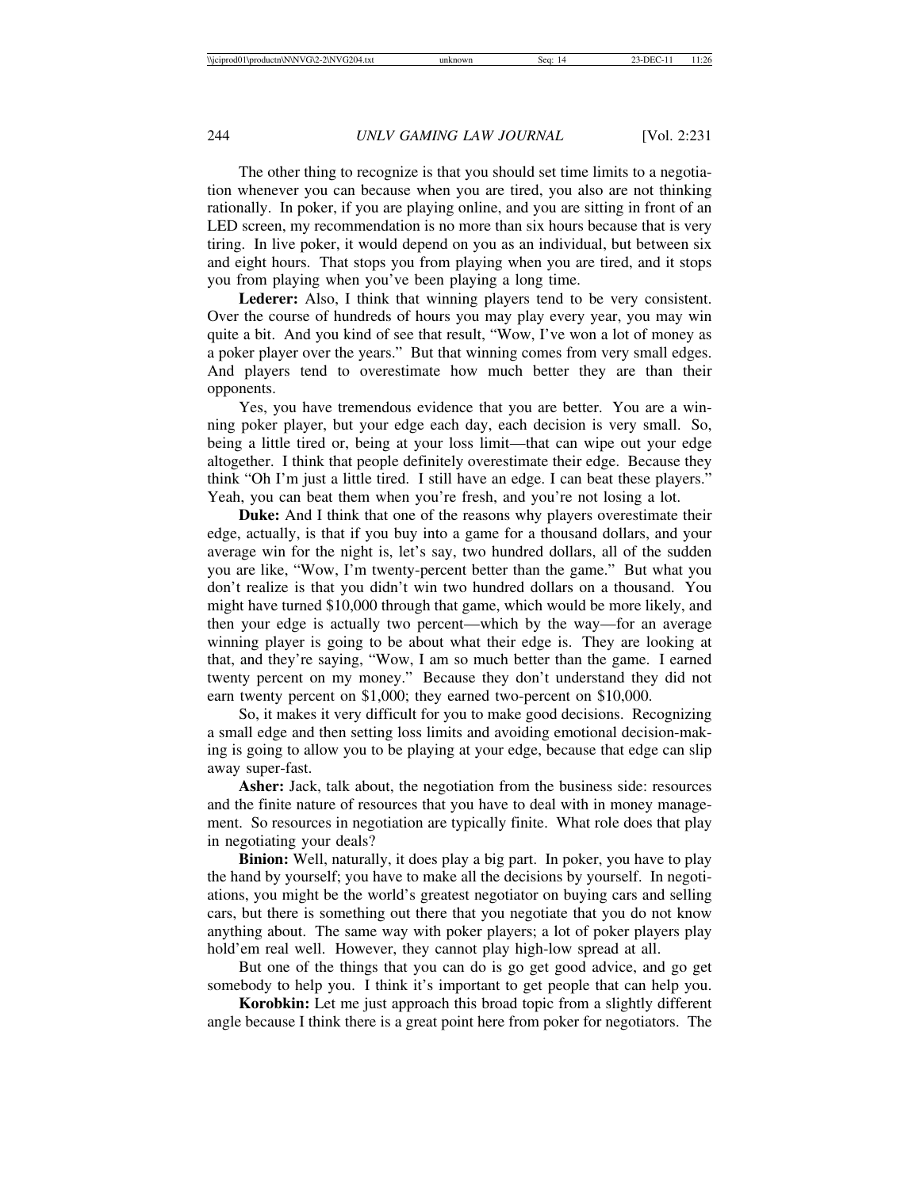The other thing to recognize is that you should set time limits to a negotiation whenever you can because when you are tired, you also are not thinking rationally. In poker, if you are playing online, and you are sitting in front of an LED screen, my recommendation is no more than six hours because that is very tiring. In live poker, it would depend on you as an individual, but between six and eight hours. That stops you from playing when you are tired, and it stops you from playing when you've been playing a long time.

**Lederer:** Also, I think that winning players tend to be very consistent. Over the course of hundreds of hours you may play every year, you may win quite a bit. And you kind of see that result, "Wow, I've won a lot of money as a poker player over the years." But that winning comes from very small edges. And players tend to overestimate how much better they are than their opponents.

Yes, you have tremendous evidence that you are better. You are a winning poker player, but your edge each day, each decision is very small. So, being a little tired or, being at your loss limit—that can wipe out your edge altogether. I think that people definitely overestimate their edge. Because they think "Oh I'm just a little tired. I still have an edge. I can beat these players." Yeah, you can beat them when you're fresh, and you're not losing a lot.

**Duke:** And I think that one of the reasons why players overestimate their edge, actually, is that if you buy into a game for a thousand dollars, and your average win for the night is, let's say, two hundred dollars, all of the sudden you are like, "Wow, I'm twenty-percent better than the game." But what you don't realize is that you didn't win two hundred dollars on a thousand. You might have turned $10,000 through that game, which would be more likely, and then your edge is actually two percent—which by the way—for an average winning player is going to be about what their edge is. They are looking at that, and they're saying, "Wow, I am so much better than the game. I earned twenty percent on my money." Because they don't understand they did not earn twenty percent on $1,000; they earned two-percent on $10,000.

So, it makes it very difficult for you to make good decisions. Recognizing a small edge and then setting loss limits and avoiding emotional decision-making is going to allow you to be playing at your edge, because that edge can slip away super-fast.

**Asher:** Jack, talk about, the negotiation from the business side: resources and the finite nature of resources that you have to deal with in money management. So resources in negotiation are typically finite. What role does that play in negotiating your deals?

**Binion:** Well, naturally, it does play a big part. In poker, you have to play the hand by yourself; you have to make all the decisions by yourself. In negotiations, you might be the world's greatest negotiator on buying cars and selling cars, but there is something out there that you negotiate that you do not know anything about. The same way with poker players; a lot of poker players play hold'em real well. However, they cannot play high-low spread at all.

But one of the things that you can do is go get good advice, and go get somebody to help you. I think it's important to get people that can help you.

**Korobkin:** Let me just approach this broad topic from a slightly different angle because I think there is a great point here from poker for negotiators. The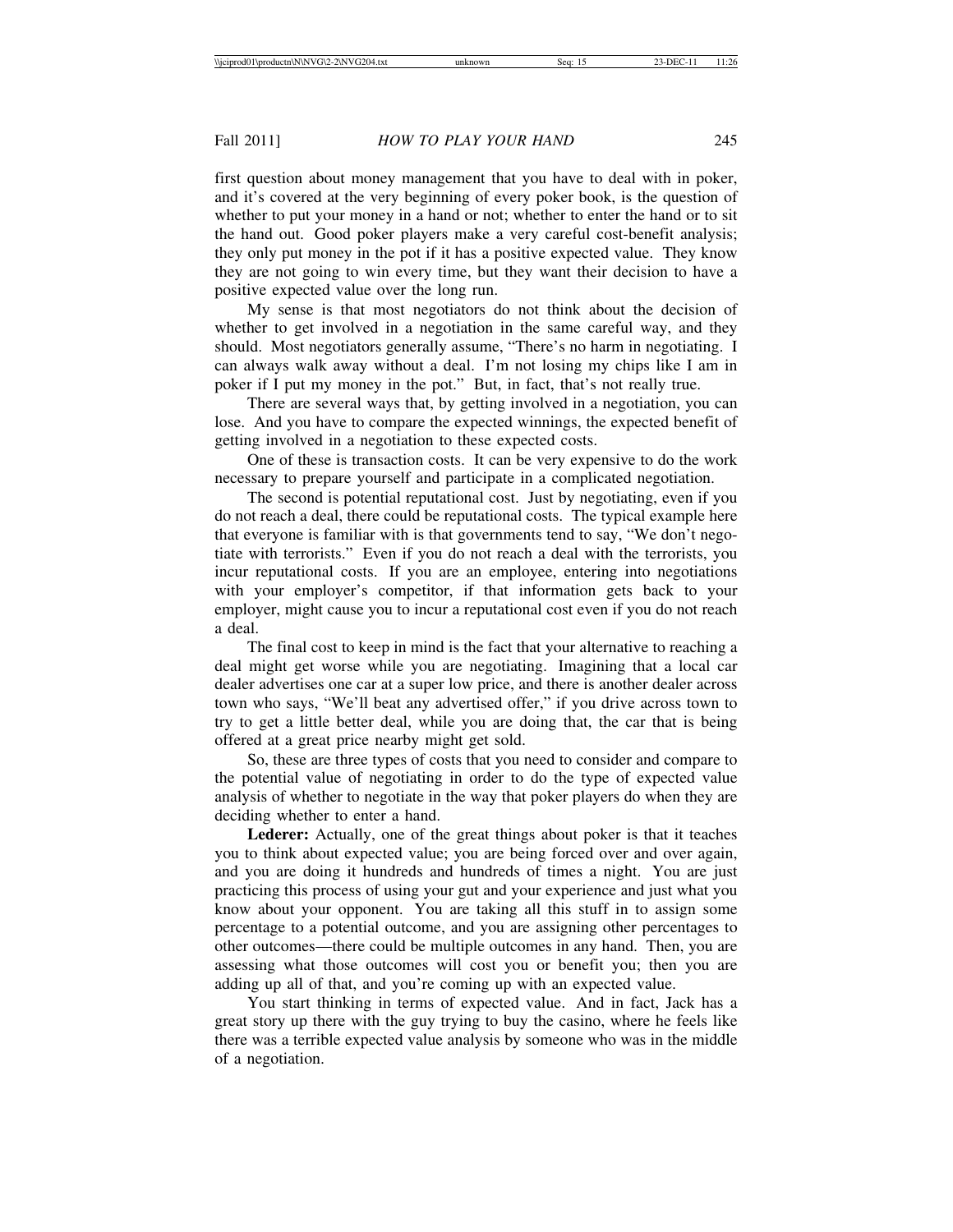first question about money management that you have to deal with in poker, and it's covered at the very beginning of every poker book, is the question of whether to put your money in a hand or not; whether to enter the hand or to sit the hand out. Good poker players make a very careful cost-benefit analysis; they only put money in the pot if it has a positive expected value. They know they are not going to win every time, but they want their decision to have a positive expected value over the long run.

My sense is that most negotiators do not think about the decision of whether to get involved in a negotiation in the same careful way, and they should. Most negotiators generally assume, "There's no harm in negotiating. I can always walk away without a deal. I'm not losing my chips like I am in poker if I put my money in the pot." But, in fact, that's not really true.

There are several ways that, by getting involved in a negotiation, you can lose. And you have to compare the expected winnings, the expected benefit of getting involved in a negotiation to these expected costs.

One of these is transaction costs. It can be very expensive to do the work necessary to prepare yourself and participate in a complicated negotiation.

The second is potential reputational cost. Just by negotiating, even if you do not reach a deal, there could be reputational costs. The typical example here that everyone is familiar with is that governments tend to say, "We don't negotiate with terrorists." Even if you do not reach a deal with the terrorists, you incur reputational costs. If you are an employee, entering into negotiations with your employer's competitor, if that information gets back to your employer, might cause you to incur a reputational cost even if you do not reach a deal.

The final cost to keep in mind is the fact that your alternative to reaching a deal might get worse while you are negotiating. Imagining that a local car dealer advertises one car at a super low price, and there is another dealer across town who says, "We'll beat any advertised offer," if you drive across town to try to get a little better deal, while you are doing that, the car that is being offered at a great price nearby might get sold.

So, these are three types of costs that you need to consider and compare to the potential value of negotiating in order to do the type of expected value analysis of whether to negotiate in the way that poker players do when they are deciding whether to enter a hand.

**Lederer:** Actually, one of the great things about poker is that it teaches you to think about expected value; you are being forced over and over again, and you are doing it hundreds and hundreds of times a night. You are just practicing this process of using your gut and your experience and just what you know about your opponent. You are taking all this stuff in to assign some percentage to a potential outcome, and you are assigning other percentages to other outcomes—there could be multiple outcomes in any hand. Then, you are assessing what those outcomes will cost you or benefit you; then you are adding up all of that, and you're coming up with an expected value.

You start thinking in terms of expected value. And in fact, Jack has a great story up there with the guy trying to buy the casino, where he feels like there was a terrible expected value analysis by someone who was in the middle of a negotiation.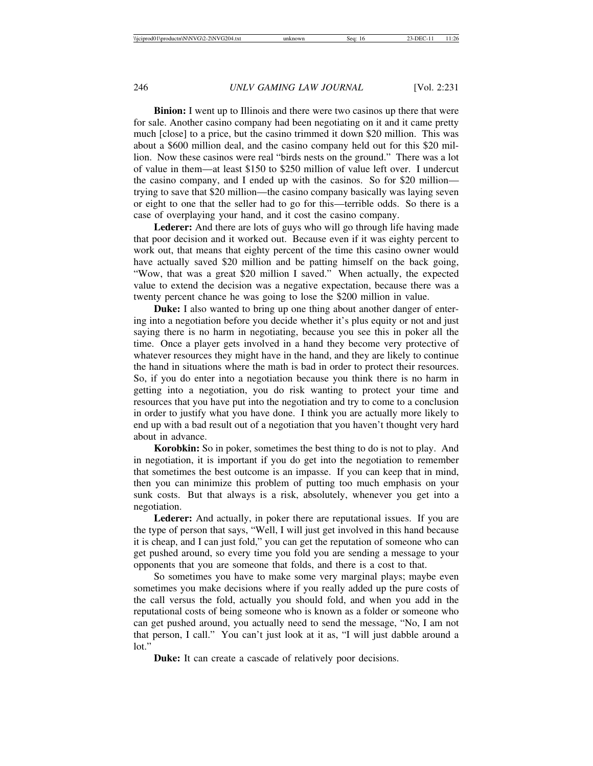**Binion:** I went up to Illinois and there were two casinos up there that were for sale. Another casino company had been negotiating on it and it came pretty much [close] to a price, but the casino trimmed it down $20 million. This was about a $600 million deal, and the casino company held out for this $20 million. Now these casinos were real "birds nests on the ground." There was a lot of value in them—at least $150 to $250 million of value left over. I undercut the casino company, and I ended up with the casinos. So for $20 million—trying to save that $20 million—the casino company basically was laying seven or eight to one that the seller had to go for this—terrible odds. So there is a case of overplaying your hand, and it cost the casino company.

**Lederer:** And there are lots of guys who will go through life having made that poor decision and it worked out. Because even if it was eighty percent to work out, that means that eighty percent of the time this casino owner would have actually saved $20 million and be patting himself on the back going, "Wow, that was a great $20 million I saved." When actually, the expected value to extend the decision was a negative expectation, because there was a twenty percent chance he was going to lose the $200 million in value.

**Duke:** I also wanted to bring up one thing about another danger of entering into a negotiation before you decide whether it's plus equity or not and just saying there is no harm in negotiating, because you see this in poker all the time. Once a player gets involved in a hand they become very protective of whatever resources they might have in the hand, and they are likely to continue the hand in situations where the math is bad in order to protect their resources. So, if you do enter into a negotiation because you think there is no harm in getting into a negotiation, you do risk wanting to protect your time and resources that you have put into the negotiation and try to come to a conclusion in order to justify what you have done. I think you are actually more likely to end up with a bad result out of a negotiation that you haven't thought very hard about in advance.

**Korobkin:** So in poker, sometimes the best thing to do is not to play. And in negotiation, it is important if you do get into the negotiation to remember that sometimes the best outcome is an impasse. If you can keep that in mind, then you can minimize this problem of putting too much emphasis on your sunk costs. But that always is a risk, absolutely, whenever you get into a negotiation.

**Lederer:** And actually, in poker there are reputational issues. If you are the type of person that says, "Well, I will just get involved in this hand because it is cheap, and I can just fold," you can get the reputation of someone who can get pushed around, so every time you fold you are sending a message to your opponents that you are someone that folds, and there is a cost to that.

So sometimes you have to make some very marginal plays; maybe even sometimes you make decisions where if you really added up the pure costs of the call versus the fold, actually you should fold, and when you add in the reputational costs of being someone who is known as a folder or someone who can get pushed around, you actually need to send the message, "No, I am not that person, I call." You can't just look at it as, "I will just dabble around a lot."

**Duke:** It can create a cascade of relatively poor decisions.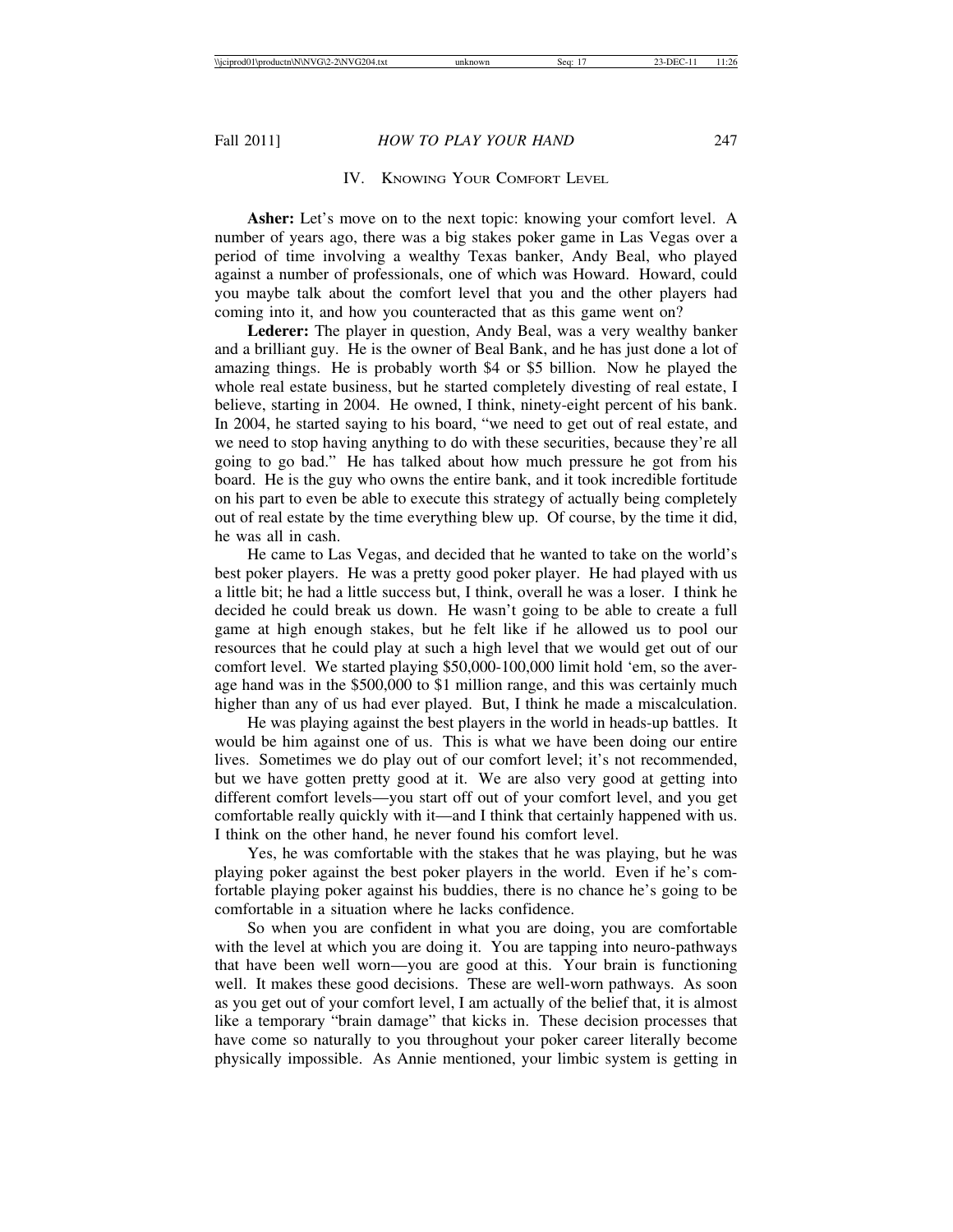## IV. Knowing Your Comfort Level

**Asher:** Let's move on to the next topic: knowing your comfort level. A number of years ago, there was a big stakes poker game in Las Vegas over a period of time involving a wealthy Texas banker, Andy Beal, who played against a number of professionals, one of which was Howard. Howard, could you maybe talk about the comfort level that you and the other players had coming into it, and how you counteracted that as this game went on?

**Lederer:** The player in question, Andy Beal, was a very wealthy banker and a brilliant guy. He is the owner of Beal Bank, and he has just done a lot of amazing things. He is probably worth $4 or $5 billion. Now he played the whole real estate business, but he started completely divesting of real estate, I believe, starting in 2004. He owned, I think, ninety-eight percent of his bank. In 2004, he started saying to his board, "we need to get out of real estate, and we need to stop having anything to do with these securities, because they're all going to go bad." He has talked about how much pressure he got from his board. He is the guy who owns the entire bank, and it took incredible fortitude on his part to even be able to execute this strategy of actually being completely out of real estate by the time everything blew up. Of course, by the time it did, he was all in cash.

He came to Las Vegas, and decided that he wanted to take on the world's best poker players. He was a pretty good poker player. He had played with us a little bit; he had a little success but, I think, overall he was a loser. I think he decided he could break us down. He wasn't going to be able to create a full game at high enough stakes, but he felt like if he allowed us to pool our resources that he could play at such a high level that we would get out of our comfort level. We started playing $50,000-100,000 limit hold 'em, so the average hand was in the $500,000 to $1 million range, and this was certainly much higher than any of us had ever played. But, I think he made a miscalculation.

He was playing against the best players in the world in heads-up battles. It would be him against one of us. This is what we have been doing our entire lives. Sometimes we do play out of our comfort level; it's not recommended, but we have gotten pretty good at it. We are also very good at getting into different comfort levels—you start off out of your comfort level, and you get comfortable really quickly with it—and I think that certainly happened with us. I think on the other hand, he never found his comfort level.

Yes, he was comfortable with the stakes that he was playing, but he was playing poker against the best poker players in the world. Even if he's comfortable playing poker against his buddies, there is no chance he's going to be comfortable in a situation where he lacks confidence.

So when you are confident in what you are doing, you are comfortable with the level at which you are doing it. You are tapping into neuro-pathways that have been well worn—you are good at this. Your brain is functioning well. It makes these good decisions. These are well-worn pathways. As soon as you get out of your comfort level, I am actually of the belief that, it is almost like a temporary "brain damage" that kicks in. These decision processes that have come so naturally to you throughout your poker career literally become physically impossible. As Annie mentioned, your limbic system is getting in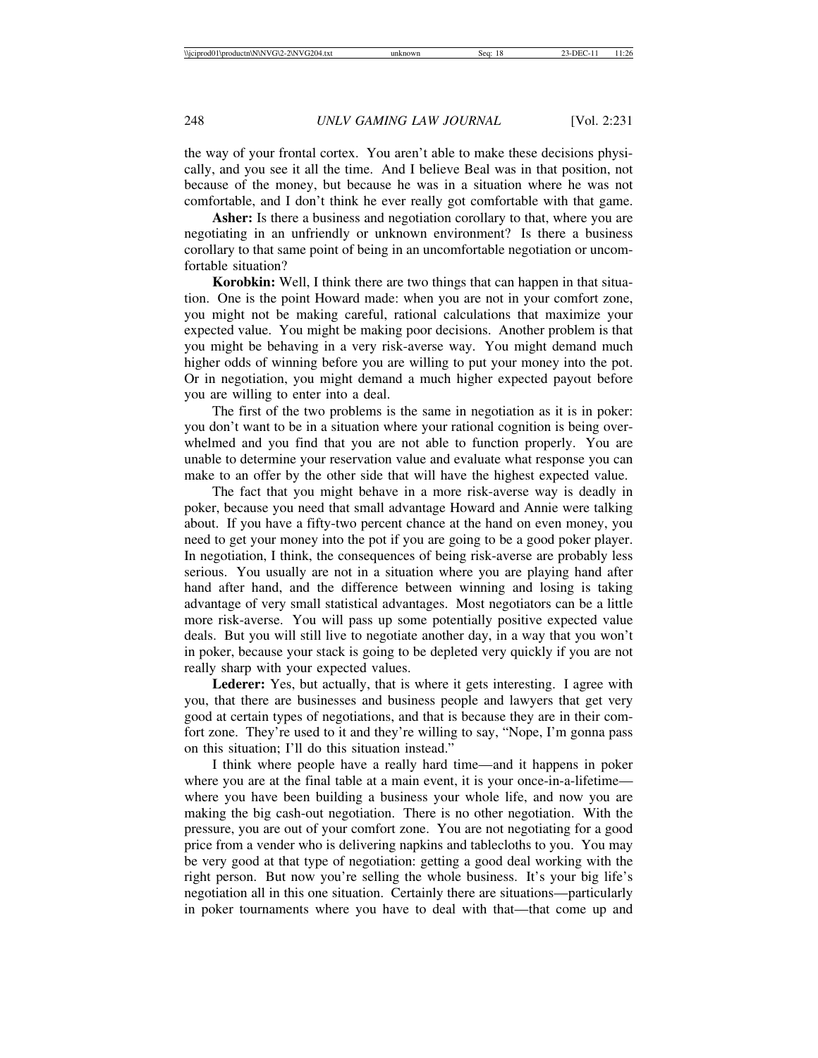the way of your frontal cortex. You aren't able to make these decisions physically, and you see it all the time. And I believe Beal was in that position, not because of the money, but because he was in a situation where he was not comfortable, and I don't think he ever really got comfortable with that game.

**Asher:** Is there a business and negotiation corollary to that, where you are negotiating in an unfriendly or unknown environment? Is there a business corollary to that same point of being in an uncomfortable negotiation or uncomfortable situation?

**Korobkin:** Well, I think there are two things that can happen in that situation. One is the point Howard made: when you are not in your comfort zone, you might not be making careful, rational calculations that maximize your expected value. You might be making poor decisions. Another problem is that you might be behaving in a very risk-averse way. You might demand much higher odds of winning before you are willing to put your money into the pot. Or in negotiation, you might demand a much higher expected payout before you are willing to enter into a deal.

The first of the two problems is the same in negotiation as it is in poker: you don't want to be in a situation where your rational cognition is being overwhelmed and you find that you are not able to function properly. You are unable to determine your reservation value and evaluate what response you can make to an offer by the other side that will have the highest expected value.

The fact that you might behave in a more risk-averse way is deadly in poker, because you need that small advantage Howard and Annie were talking about. If you have a fifty-two percent chance at the hand on even money, you need to get your money into the pot if you are going to be a good poker player. In negotiation, I think, the consequences of being risk-averse are probably less serious. You usually are not in a situation where you are playing hand after hand after hand, and the difference between winning and losing is taking advantage of very small statistical advantages. Most negotiators can be a little more risk-averse. You will pass up some potentially positive expected value deals. But you will still live to negotiate another day, in a way that you won't in poker, because your stack is going to be depleted very quickly if you are not really sharp with your expected values.

**Lederer:** Yes, but actually, that is where it gets interesting. I agree with you, that there are businesses and business people and lawyers that get very good at certain types of negotiations, and that is because they are in their comfort zone. They're used to it and they're willing to say, "Nope, I'm gonna pass on this situation; I'll do this situation instead."

I think where people have a really hard time—and it happens in poker where you are at the final table at a main event, it is your once-in-a-lifetime—where you have been building a business your whole life, and now you are making the big cash-out negotiation. There is no other negotiation. With the pressure, you are out of your comfort zone. You are not negotiating for a good price from a vender who is delivering napkins and tablecloths to you. You may be very good at that type of negotiation: getting a good deal working with the right person. But now you're selling the whole business. It's your big life's negotiation all in this one situation. Certainly there are situations—particularly in poker tournaments where you have to deal with that—that come up and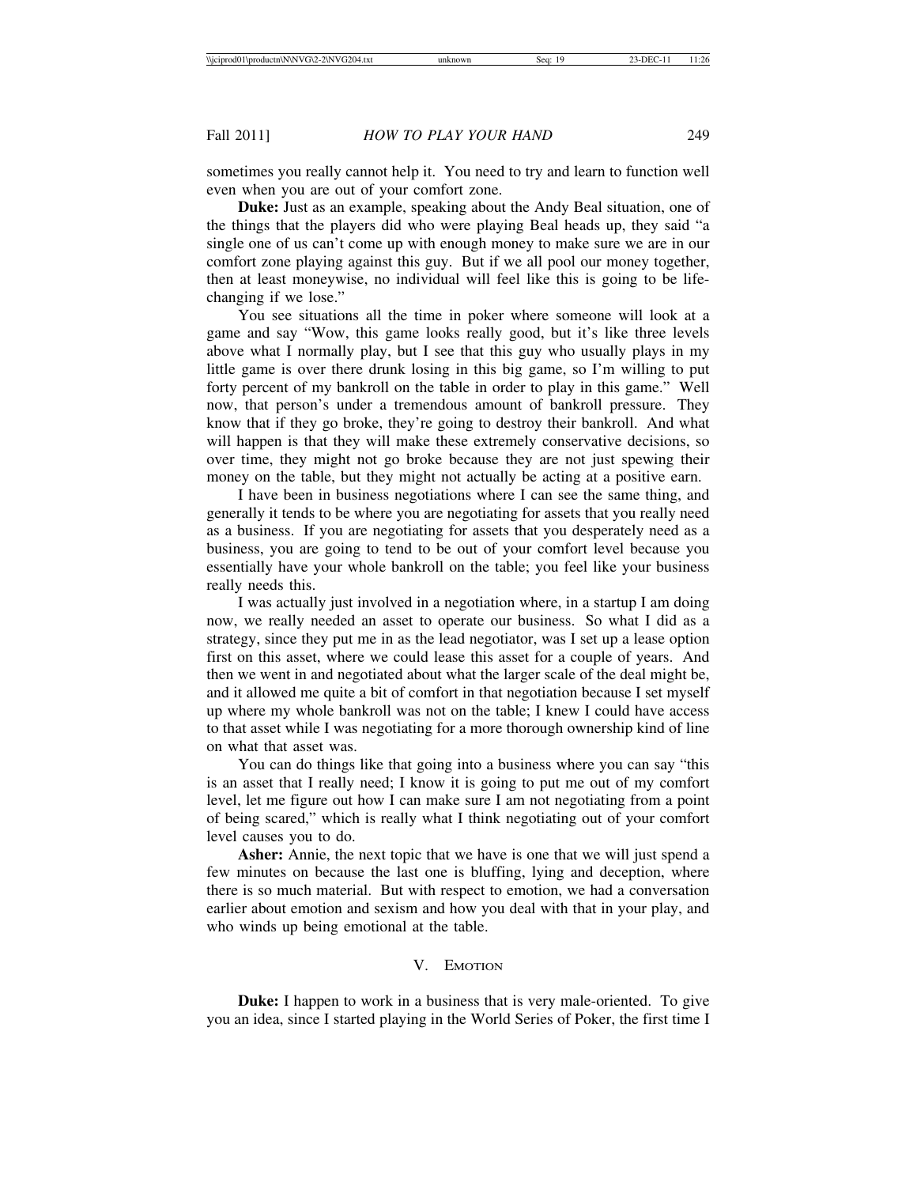sometimes you really cannot help it. You need to try and learn to function well even when you are out of your comfort zone.

**Duke:** Just as an example, speaking about the Andy Beal situation, one of the things that the players did who were playing Beal heads up, they said "a single one of us can't come up with enough money to make sure we are in our comfort zone playing against this guy. But if we all pool our money together, then at least moneywise, no individual will feel like this is going to be life-changing if we lose."

You see situations all the time in poker where someone will look at a game and say "Wow, this game looks really good, but it's like three levels above what I normally play, but I see that this guy who usually plays in my little game is over there drunk losing in this big game, so I'm willing to put forty percent of my bankroll on the table in order to play in this game." Well now, that person's under a tremendous amount of bankroll pressure. They know that if they go broke, they're going to destroy their bankroll. And what will happen is that they will make these extremely conservative decisions, so over time, they might not go broke because they are not just spewing their money on the table, but they might not actually be acting at a positive earn.

I have been in business negotiations where I can see the same thing, and generally it tends to be where you are negotiating for assets that you really need as a business. If you are negotiating for assets that you desperately need as a business, you are going to tend to be out of your comfort level because you essentially have your whole bankroll on the table; you feel like your business really needs this.

I was actually just involved in a negotiation where, in a startup I am doing now, we really needed an asset to operate our business. So what I did as a strategy, since they put me in as the lead negotiator, was I set up a lease option first on this asset, where we could lease this asset for a couple of years. And then we went in and negotiated about what the larger scale of the deal might be, and it allowed me quite a bit of comfort in that negotiation because I set myself up where my whole bankroll was not on the table; I knew I could have access to that asset while I was negotiating for a more thorough ownership kind of line on what that asset was.

You can do things like that going into a business where you can say "this is an asset that I really need; I know it is going to put me out of my comfort level, let me figure out how I can make sure I am not negotiating from a point of being scared," which is really what I think negotiating out of your comfort level causes you to do.

**Asher:** Annie, the next topic that we have is one that we will just spend a few minutes on because the last one is bluffing, lying and deception, where there is so much material. But with respect to emotion, we had a conversation earlier about emotion and sexism and how you deal with that in your play, and who winds up being emotional at the table.

## V. Emotion

**Duke:** I happen to work in a business that is very male-oriented. To give you an idea, since I started playing in the World Series of Poker, the first time I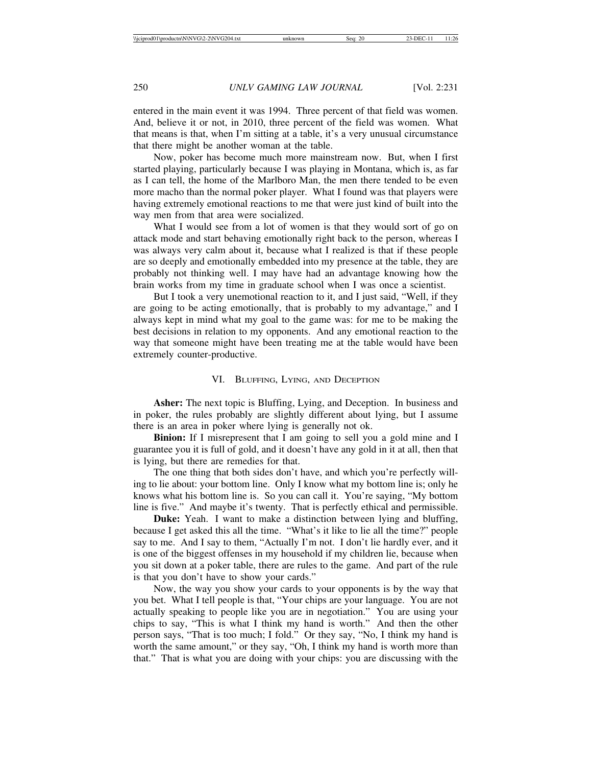entered in the main event it was 1994. Three percent of that field was women. And, believe it or not, in 2010, three percent of the field was women. What that means is that, when I'm sitting at a table, it's a very unusual circumstance that there might be another woman at the table.

Now, poker has become much more mainstream now. But, when I first started playing, particularly because I was playing in Montana, which is, as far as I can tell, the home of the Marlboro Man, the men there tended to be even more macho than the normal poker player. What I found was that players were having extremely emotional reactions to me that were just kind of built into the way men from that area were socialized.

What I would see from a lot of women is that they would sort of go on attack mode and start behaving emotionally right back to the person, whereas I was always very calm about it, because what I realized is that if these people are so deeply and emotionally embedded into my presence at the table, they are probably not thinking well. I may have had an advantage knowing how the brain works from my time in graduate school when I was once a scientist.

But I took a very unemotional reaction to it, and I just said, "Well, if they are going to be acting emotionally, that is probably to my advantage," and I always kept in mind what my goal to the game was: for me to be making the best decisions in relation to my opponents. And any emotional reaction to the way that someone might have been treating me at the table would have been extremely counter-productive.

## VI. Bluffing, Lying, and Deception

**Asher:** The next topic is Bluffing, Lying, and Deception. In business and in poker, the rules probably are slightly different about lying, but I assume there is an area in poker where lying is generally not ok.

**Binion:** If I misrepresent that I am going to sell you a gold mine and I guarantee you it is full of gold, and it doesn't have any gold in it at all, then that is lying, but there are remedies for that.

The one thing that both sides don't have, and which you're perfectly willing to lie about: your bottom line. Only I know what my bottom line is; only he knows what his bottom line is. So you can call it. You're saying, "My bottom line is five." And maybe it's twenty. That is perfectly ethical and permissible.

**Duke:** Yeah. I want to make a distinction between lying and bluffing, because I get asked this all the time. "What's it like to lie all the time?" people say to me. And I say to them, "Actually I'm not. I don't lie hardly ever, and it is one of the biggest offenses in my household if my children lie, because when you sit down at a poker table, there are rules to the game. And part of the rule is that you don't have to show your cards."

Now, the way you show your cards to your opponents is by the way that you bet. What I tell people is that, "Your chips are your language. You are not actually speaking to people like you are in negotiation." You are using your chips to say, "This is what I think my hand is worth." And then the other person says, "That is too much; I fold." Or they say, "No, I think my hand is worth the same amount," or they say, "Oh, I think my hand is worth more than that." That is what you are doing with your chips: you are discussing with the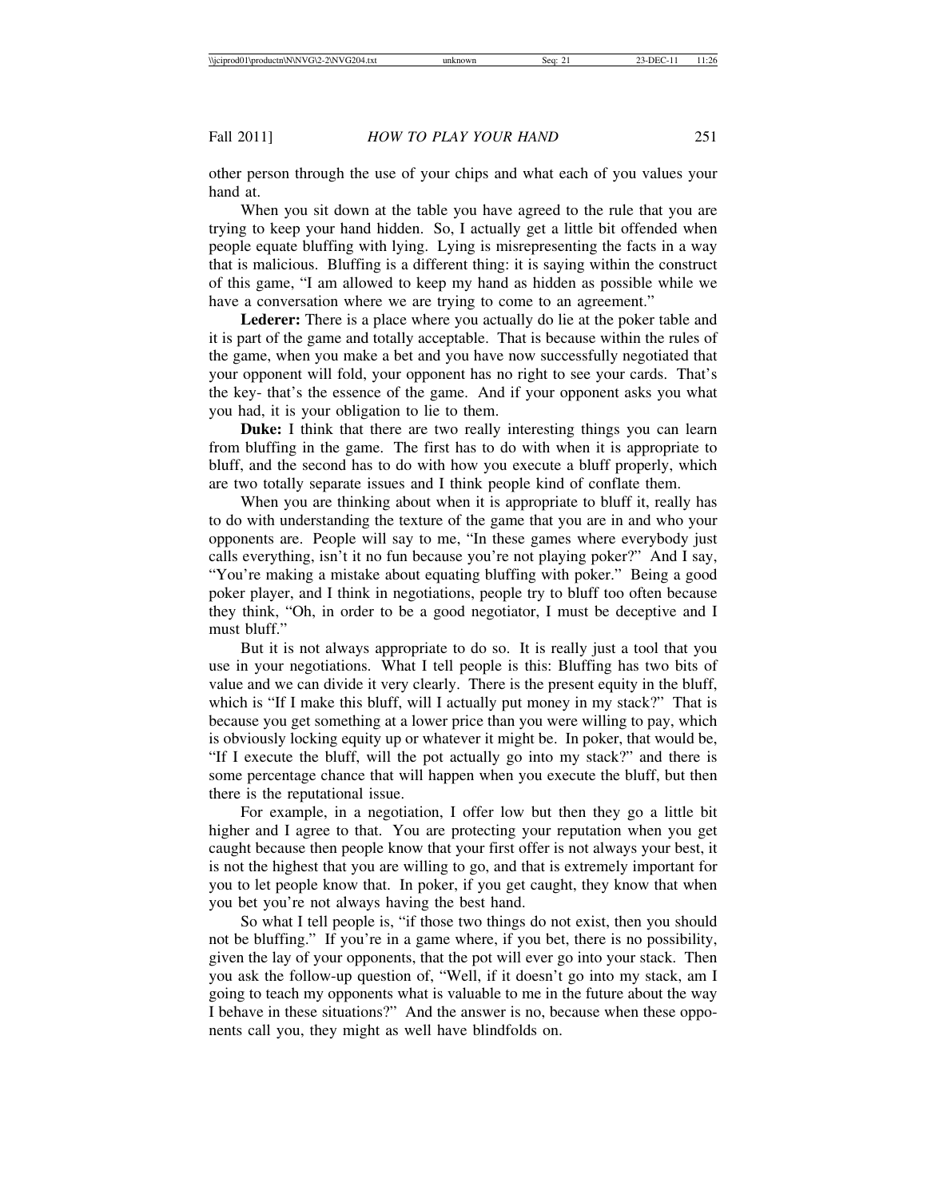other person through the use of your chips and what each of you values your hand at.

When you sit down at the table you have agreed to the rule that you are trying to keep your hand hidden. So, I actually get a little bit offended when people equate bluffing with lying. Lying is misrepresenting the facts in a way that is malicious. Bluffing is a different thing: it is saying within the construct of this game, "I am allowed to keep my hand as hidden as possible while we have a conversation where we are trying to come to an agreement."

**Lederer:** There is a place where you actually do lie at the poker table and it is part of the game and totally acceptable. That is because within the rules of the game, when you make a bet and you have now successfully negotiated that your opponent will fold, your opponent has no right to see your cards. That's the key- that's the essence of the game. And if your opponent asks you what you had, it is your obligation to lie to them.

**Duke:** I think that there are two really interesting things you can learn from bluffing in the game. The first has to do with when it is appropriate to bluff, and the second has to do with how you execute a bluff properly, which are two totally separate issues and I think people kind of conflate them.

When you are thinking about when it is appropriate to bluff it, really has to do with understanding the texture of the game that you are in and who your opponents are. People will say to me, "In these games where everybody just calls everything, isn't it no fun because you're not playing poker?" And I say, "You're making a mistake about equating bluffing with poker." Being a good poker player, and I think in negotiations, people try to bluff too often because they think, "Oh, in order to be a good negotiator, I must be deceptive and I must bluff."

But it is not always appropriate to do so. It is really just a tool that you use in your negotiations. What I tell people is this: Bluffing has two bits of value and we can divide it very clearly. There is the present equity in the bluff, which is "If I make this bluff, will I actually put money in my stack?" That is because you get something at a lower price than you were willing to pay, which is obviously locking equity up or whatever it might be. In poker, that would be, "If I execute the bluff, will the pot actually go into my stack?" and there is some percentage chance that will happen when you execute the bluff, but then there is the reputational issue.

For example, in a negotiation, I offer low but then they go a little bit higher and I agree to that. You are protecting your reputation when you get caught because then people know that your first offer is not always your best, it is not the highest that you are willing to go, and that is extremely important for you to let people know that. In poker, if you get caught, they know that when you bet you're not always having the best hand.

So what I tell people is, "if those two things do not exist, then you should not be bluffing." If you're in a game where, if you bet, there is no possibility, given the lay of your opponents, that the pot will ever go into your stack. Then you ask the follow-up question of, "Well, if it doesn't go into my stack, am I going to teach my opponents what is valuable to me in the future about the way I behave in these situations?" And the answer is no, because when these opponents call you, they might as well have blindfolds on.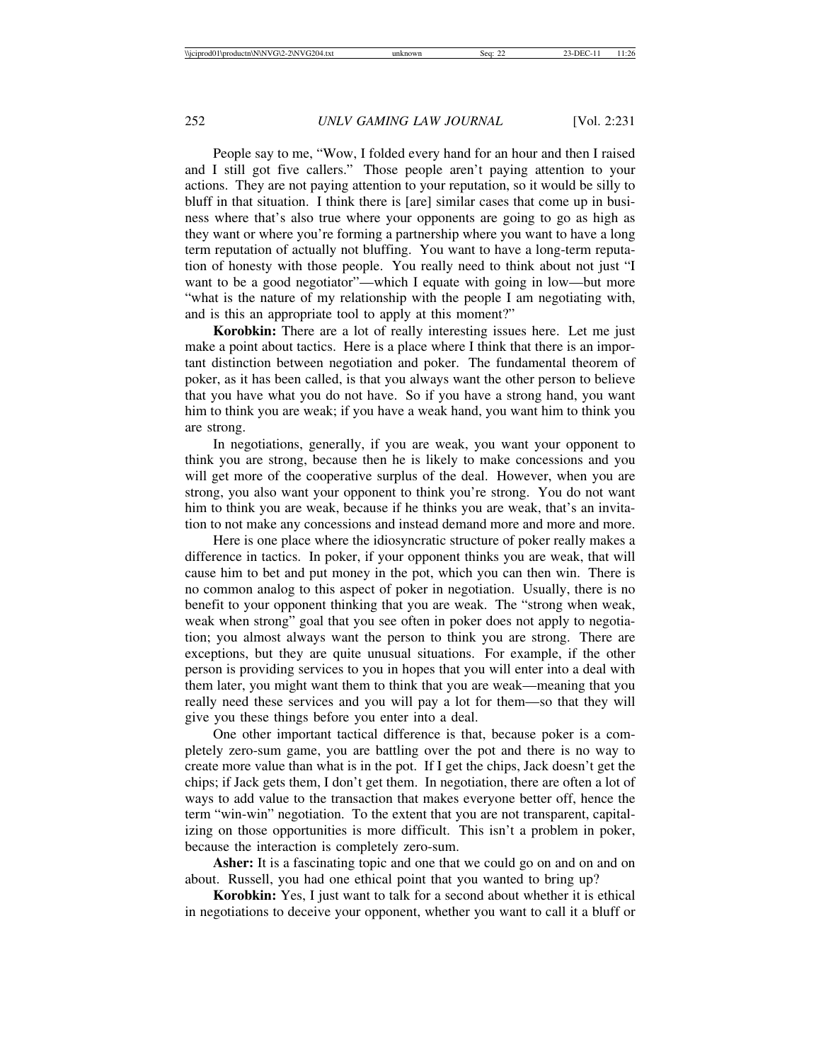People say to me, "Wow, I folded every hand for an hour and then I raised and I still got five callers." Those people aren't paying attention to your actions. They are not paying attention to your reputation, so it would be silly to bluff in that situation. I think there is [are] similar cases that come up in business where that's also true where your opponents are going to go as high as they want or where you're forming a partnership where you want to have a long term reputation of actually not bluffing. You want to have a long-term reputation of honesty with those people. You really need to think about not just "I want to be a good negotiator"—which I equate with going in low—but more "what is the nature of my relationship with the people I am negotiating with, and is this an appropriate tool to apply at this moment?"

**Korobkin:** There are a lot of really interesting issues here. Let me just make a point about tactics. Here is a place where I think that there is an important distinction between negotiation and poker. The fundamental theorem of poker, as it has been called, is that you always want the other person to believe that you have what you do not have. So if you have a strong hand, you want him to think you are weak; if you have a weak hand, you want him to think you are strong.

In negotiations, generally, if you are weak, you want your opponent to think you are strong, because then he is likely to make concessions and you will get more of the cooperative surplus of the deal. However, when you are strong, you also want your opponent to think you're strong. You do not want him to think you are weak, because if he thinks you are weak, that's an invitation to not make any concessions and instead demand more and more and more.

Here is one place where the idiosyncratic structure of poker really makes a difference in tactics. In poker, if your opponent thinks you are weak, that will cause him to bet and put money in the pot, which you can then win. There is no common analog to this aspect of poker in negotiation. Usually, there is no benefit to your opponent thinking that you are weak. The "strong when weak, weak when strong" goal that you see often in poker does not apply to negotiation; you almost always want the person to think you are strong. There are exceptions, but they are quite unusual situations. For example, if the other person is providing services to you in hopes that you will enter into a deal with them later, you might want them to think that you are weak—meaning that you really need these services and you will pay a lot for them—so that they will give you these things before you enter into a deal.

One other important tactical difference is that, because poker is a completely zero-sum game, you are battling over the pot and there is no way to create more value than what is in the pot. If I get the chips, Jack doesn't get the chips; if Jack gets them, I don't get them. In negotiation, there are often a lot of ways to add value to the transaction that makes everyone better off, hence the term "win-win" negotiation. To the extent that you are not transparent, capitalizing on those opportunities is more difficult. This isn't a problem in poker, because the interaction is completely zero-sum.

**Asher:** It is a fascinating topic and one that we could go on and on and on about. Russell, you had one ethical point that you wanted to bring up?

**Korobkin:** Yes, I just want to talk for a second about whether it is ethical in negotiations to deceive your opponent, whether you want to call it a bluff or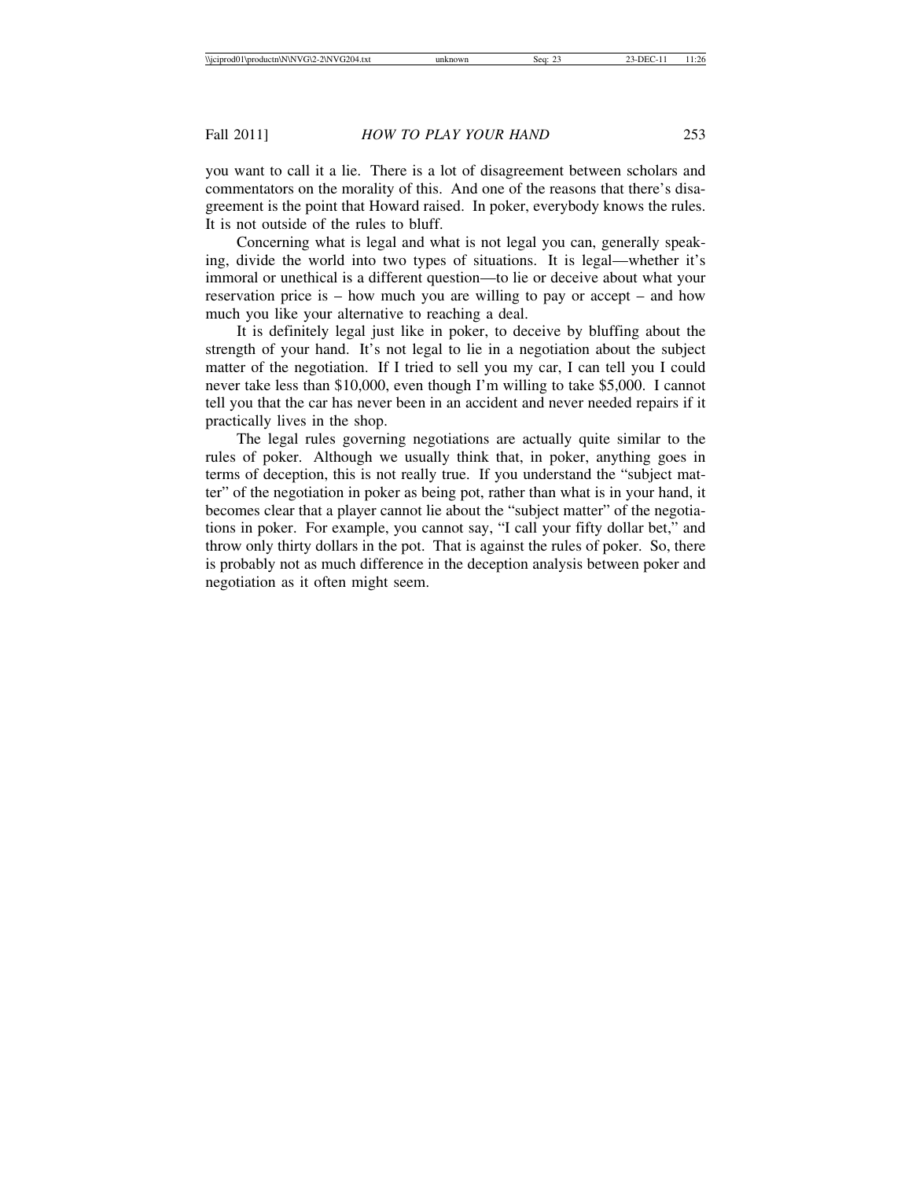you want to call it a lie. There is a lot of disagreement between scholars and commentators on the morality of this. And one of the reasons that there's disagreement is the point that Howard raised. In poker, everybody knows the rules. It is not outside of the rules to bluff.

Concerning what is legal and what is not legal you can, generally speaking, divide the world into two types of situations. It is legal—whether it's immoral or unethical is a different question—to lie or deceive about what your reservation price is – how much you are willing to pay or accept – and how much you like your alternative to reaching a deal.

It is definitely legal just like in poker, to deceive by bluffing about the strength of your hand. It's not legal to lie in a negotiation about the subject matter of the negotiation. If I tried to sell you my car, I can tell you I could never take less than $10,000, even though I'm willing to take $5,000. I cannot tell you that the car has never been in an accident and never needed repairs if it practically lives in the shop.

The legal rules governing negotiations are actually quite similar to the rules of poker. Although we usually think that, in poker, anything goes in terms of deception, this is not really true. If you understand the "subject matter" of the negotiation in poker as being pot, rather than what is in your hand, it becomes clear that a player cannot lie about the "subject matter" of the negotiations in poker. For example, you cannot say, "I call your fifty dollar bet," and throw only thirty dollars in the pot. That is against the rules of poker. So, there is probably not as much difference in the deception analysis between poker and negotiation as it often might seem.